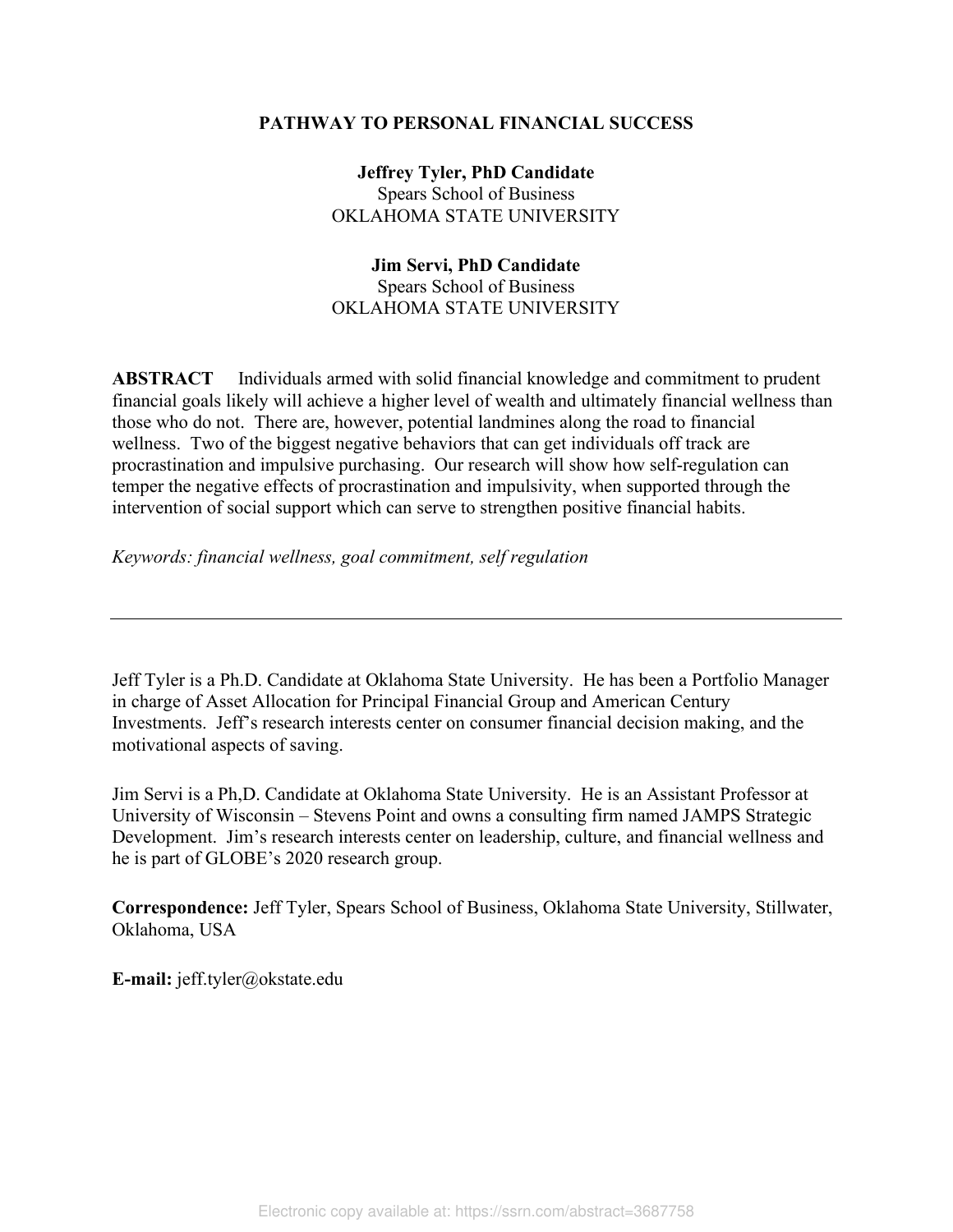# PATHWAY TO PERSONAL FINANCIAL SUCCESS

**Jeffrey Tyler, PhD Candidate**
Spears School of Business
OKLAHOMA STATE UNIVERSITY

**Jim Servi, PhD Candidate**
Spears School of Business
OKLAHOMA STATE UNIVERSITY

**ABSTRACT** Individuals armed with solid financial knowledge and commitment to prudent financial goals likely will achieve a higher level of wealth and ultimately financial wellness than those who do not. There are, however, potential landmines along the road to financial wellness. Two of the biggest negative behaviors that can get individuals off track are procrastination and impulsive purchasing. Our research will show how self-regulation can temper the negative effects of procrastination and impulsivity, when supported through the intervention of social support which can serve to strengthen positive financial habits.

*Keywords: financial wellness, goal commitment, self regulation*

---

Jeff Tyler is a Ph.D. Candidate at Oklahoma State University. He has been a Portfolio Manager in charge of Asset Allocation for Principal Financial Group and American Century Investments. Jeff's research interests center on consumer financial decision making, and the motivational aspects of saving.

Jim Servi is a Ph,D. Candidate at Oklahoma State University. He is an Assistant Professor at University of Wisconsin – Stevens Point and owns a consulting firm named JAMPS Strategic Development. Jim's research interests center on leadership, culture, and financial wellness and he is part of GLOBE's 2020 research group.

**Correspondence:** Jeff Tyler, Spears School of Business, Oklahoma State University, Stillwater, Oklahoma, USA

**E-mail:** jeff.tyler@okstate.edu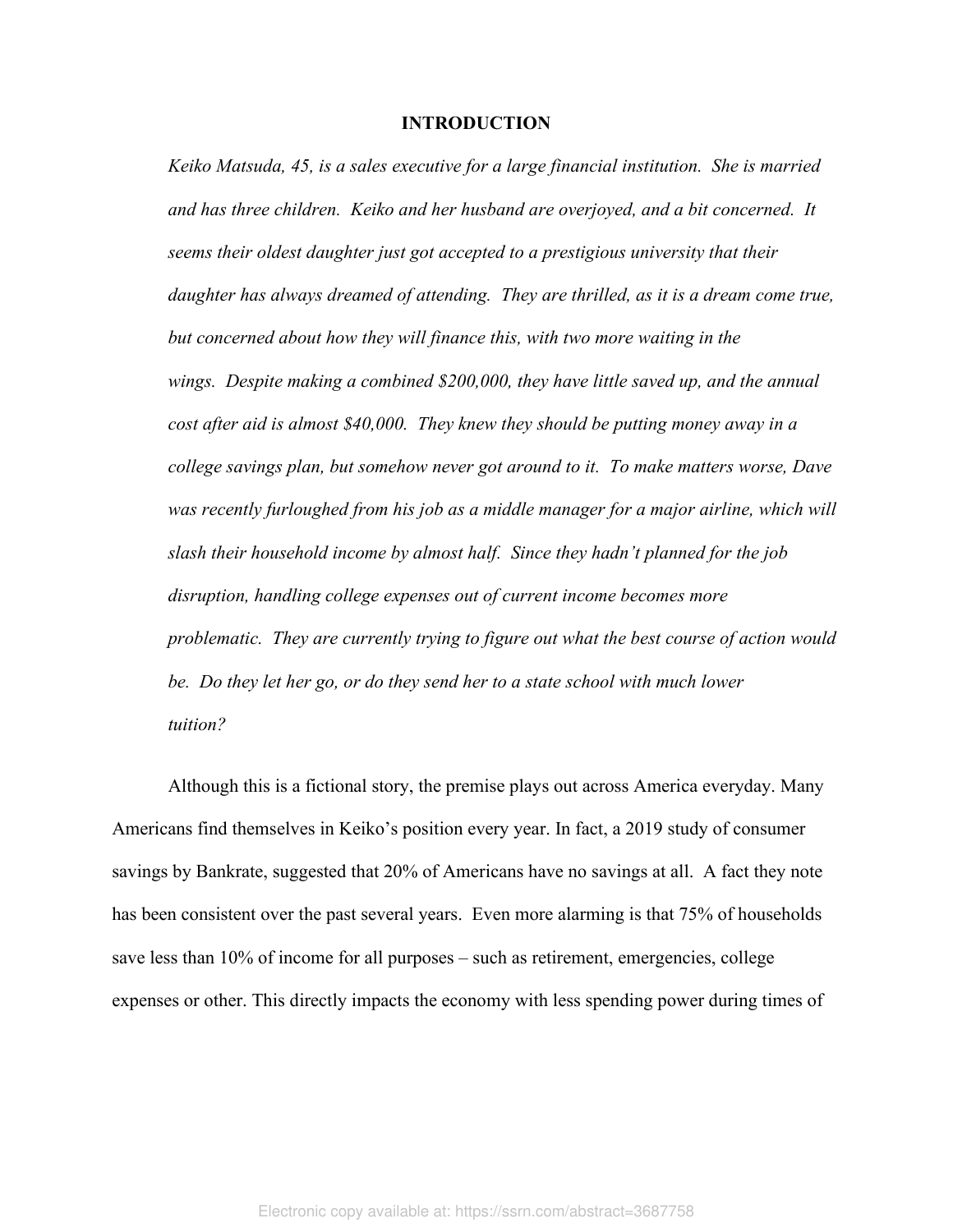## INTRODUCTION

*Keiko Matsuda, 45, is a sales executive for a large financial institution. She is married and has three children. Keiko and her husband are overjoyed, and a bit concerned. It seems their oldest daughter just got accepted to a prestigious university that their daughter has always dreamed of attending. They are thrilled, as it is a dream come true, but concerned about how they will finance this, with two more waiting in the wings. Despite making a combined $200,000, they have little saved up, and the annual cost after aid is almost $40,000. They knew they should be putting money away in a college savings plan, but somehow never got around to it. To make matters worse, Dave was recently furloughed from his job as a middle manager for a major airline, which will slash their household income by almost half. Since they hadn't planned for the job disruption, handling college expenses out of current income becomes more problematic. They are currently trying to figure out what the best course of action would be. Do they let her go, or do they send her to a state school with much lower tuition?*

Although this is a fictional story, the premise plays out across America everyday. Many Americans find themselves in Keiko's position every year. In fact, a 2019 study of consumer savings by Bankrate, suggested that 20% of Americans have no savings at all. A fact they note has been consistent over the past several years. Even more alarming is that 75% of households save less than 10% of income for all purposes – such as retirement, emergencies, college expenses or other. This directly impacts the economy with less spending power during times of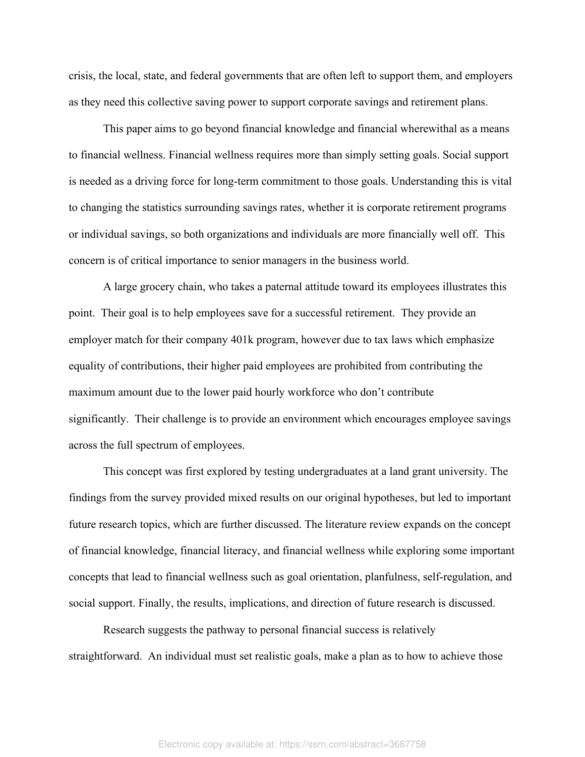crisis, the local, state, and federal governments that are often left to support them, and employers as they need this collective saving power to support corporate savings and retirement plans.

This paper aims to go beyond financial knowledge and financial wherewithal as a means to financial wellness. Financial wellness requires more than simply setting goals. Social support is needed as a driving force for long-term commitment to those goals. Understanding this is vital to changing the statistics surrounding savings rates, whether it is corporate retirement programs or individual savings, so both organizations and individuals are more financially well off. This concern is of critical importance to senior managers in the business world.

A large grocery chain, who takes a paternal attitude toward its employees illustrates this point. Their goal is to help employees save for a successful retirement. They provide an employer match for their company 401k program, however due to tax laws which emphasize equality of contributions, their higher paid employees are prohibited from contributing the maximum amount due to the lower paid hourly workforce who don't contribute significantly. Their challenge is to provide an environment which encourages employee savings across the full spectrum of employees.

This concept was first explored by testing undergraduates at a land grant university. The findings from the survey provided mixed results on our original hypotheses, but led to important future research topics, which are further discussed. The literature review expands on the concept of financial knowledge, financial literacy, and financial wellness while exploring some important concepts that lead to financial wellness such as goal orientation, planfulness, self-regulation, and social support. Finally, the results, implications, and direction of future research is discussed.

Research suggests the pathway to personal financial success is relatively straightforward. An individual must set realistic goals, make a plan as to how to achieve those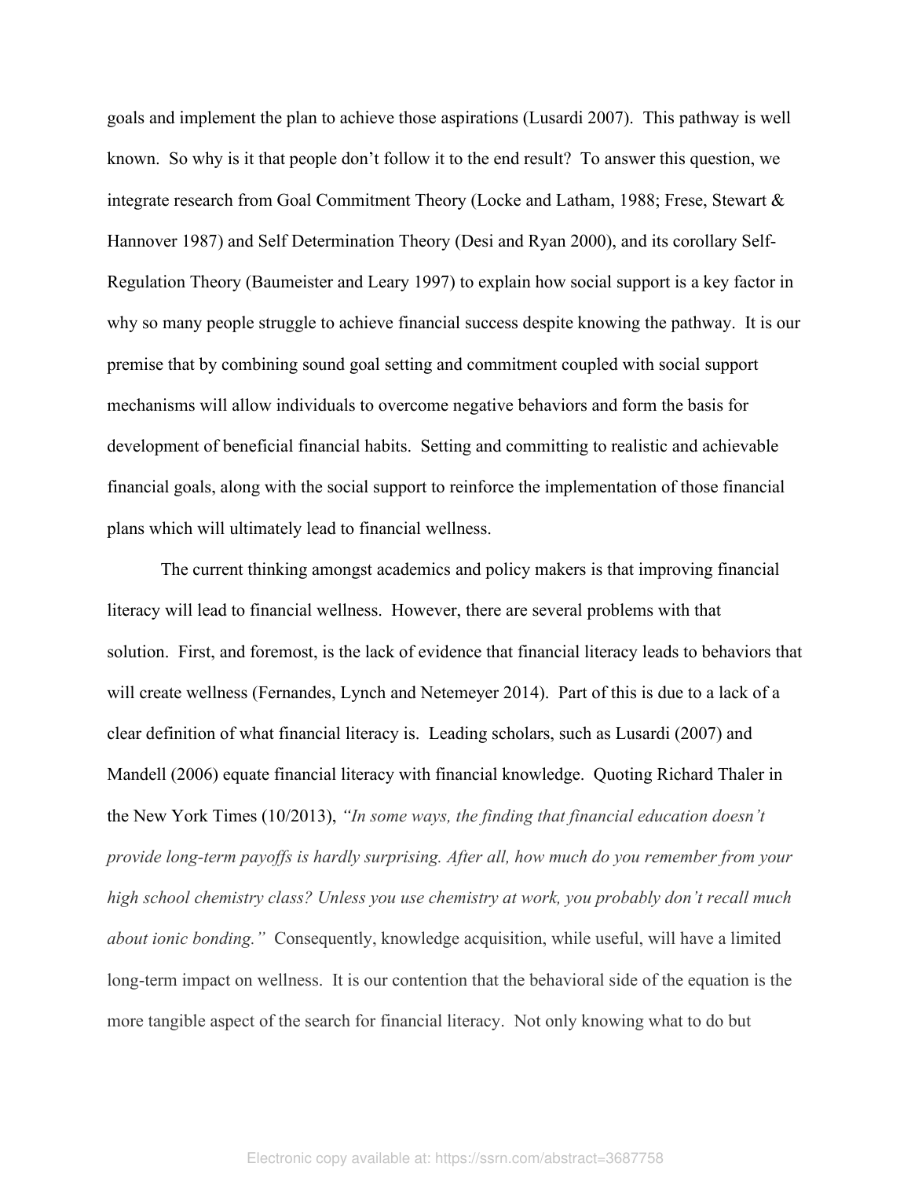goals and implement the plan to achieve those aspirations (Lusardi 2007). This pathway is well known. So why is it that people don't follow it to the end result? To answer this question, we integrate research from Goal Commitment Theory (Locke and Latham, 1988; Frese, Stewart & Hannover 1987) and Self Determination Theory (Desi and Ryan 2000), and its corollary Self-Regulation Theory (Baumeister and Leary 1997) to explain how social support is a key factor in why so many people struggle to achieve financial success despite knowing the pathway. It is our premise that by combining sound goal setting and commitment coupled with social support mechanisms will allow individuals to overcome negative behaviors and form the basis for development of beneficial financial habits. Setting and committing to realistic and achievable financial goals, along with the social support to reinforce the implementation of those financial plans which will ultimately lead to financial wellness.

The current thinking amongst academics and policy makers is that improving financial literacy will lead to financial wellness. However, there are several problems with that solution. First, and foremost, is the lack of evidence that financial literacy leads to behaviors that will create wellness (Fernandes, Lynch and Netemeyer 2014). Part of this is due to a lack of a clear definition of what financial literacy is. Leading scholars, such as Lusardi (2007) and Mandell (2006) equate financial literacy with financial knowledge. Quoting Richard Thaler in the New York Times (10/2013), *"In some ways, the finding that financial education doesn't provide long-term payoffs is hardly surprising. After all, how much do you remember from your high school chemistry class? Unless you use chemistry at work, you probably don't recall much about ionic bonding."* Consequently, knowledge acquisition, while useful, will have a limited long-term impact on wellness. It is our contention that the behavioral side of the equation is the more tangible aspect of the search for financial literacy. Not only knowing what to do but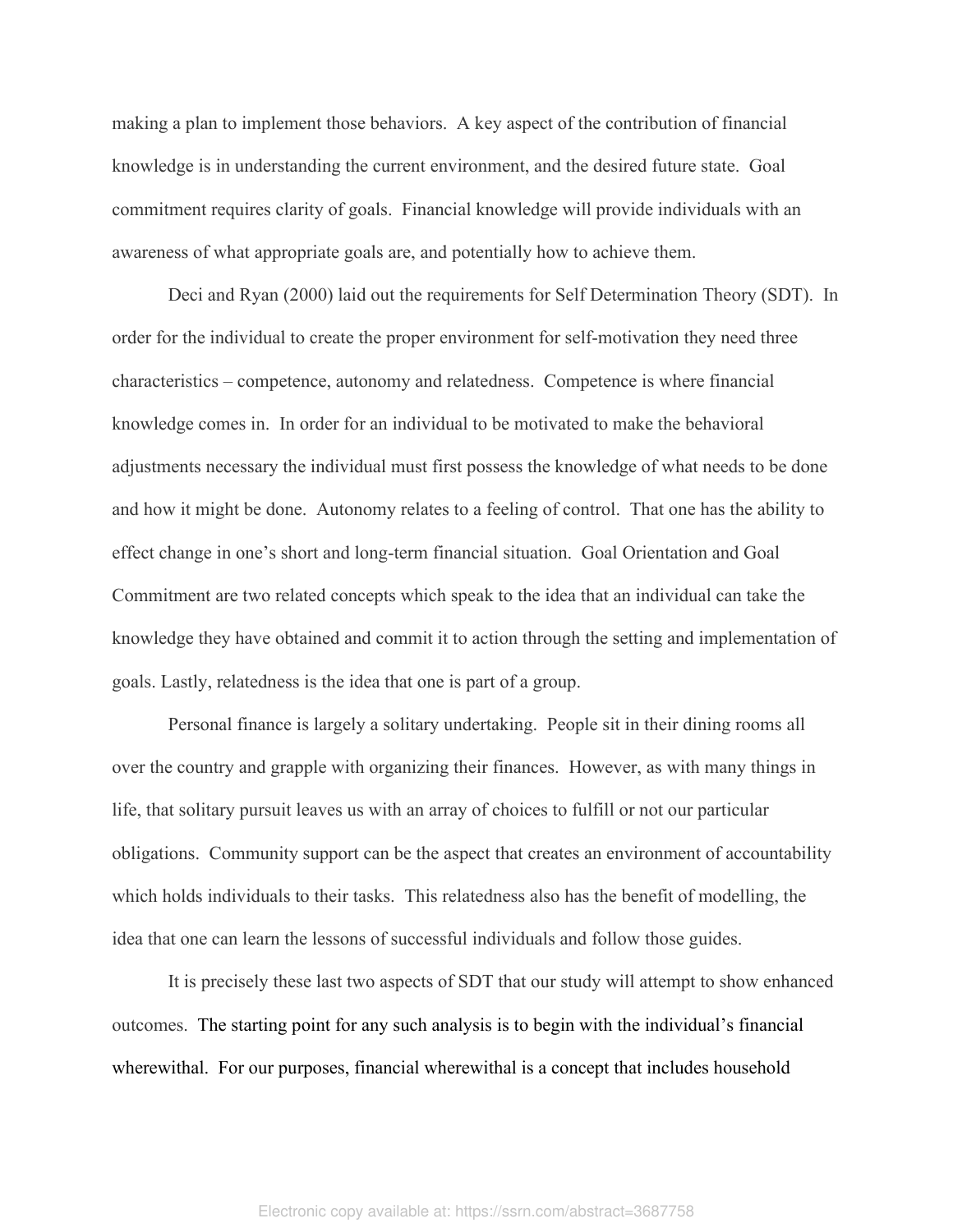making a plan to implement those behaviors. A key aspect of the contribution of financial knowledge is in understanding the current environment, and the desired future state. Goal commitment requires clarity of goals. Financial knowledge will provide individuals with an awareness of what appropriate goals are, and potentially how to achieve them.

Deci and Ryan (2000) laid out the requirements for Self Determination Theory (SDT). In order for the individual to create the proper environment for self-motivation they need three characteristics – competence, autonomy and relatedness. Competence is where financial knowledge comes in. In order for an individual to be motivated to make the behavioral adjustments necessary the individual must first possess the knowledge of what needs to be done and how it might be done. Autonomy relates to a feeling of control. That one has the ability to effect change in one's short and long-term financial situation. Goal Orientation and Goal Commitment are two related concepts which speak to the idea that an individual can take the knowledge they have obtained and commit it to action through the setting and implementation of goals. Lastly, relatedness is the idea that one is part of a group.

Personal finance is largely a solitary undertaking. People sit in their dining rooms all over the country and grapple with organizing their finances. However, as with many things in life, that solitary pursuit leaves us with an array of choices to fulfill or not our particular obligations. Community support can be the aspect that creates an environment of accountability which holds individuals to their tasks. This relatedness also has the benefit of modelling, the idea that one can learn the lessons of successful individuals and follow those guides.

It is precisely these last two aspects of SDT that our study will attempt to show enhanced outcomes. The starting point for any such analysis is to begin with the individual's financial wherewithal. For our purposes, financial wherewithal is a concept that includes household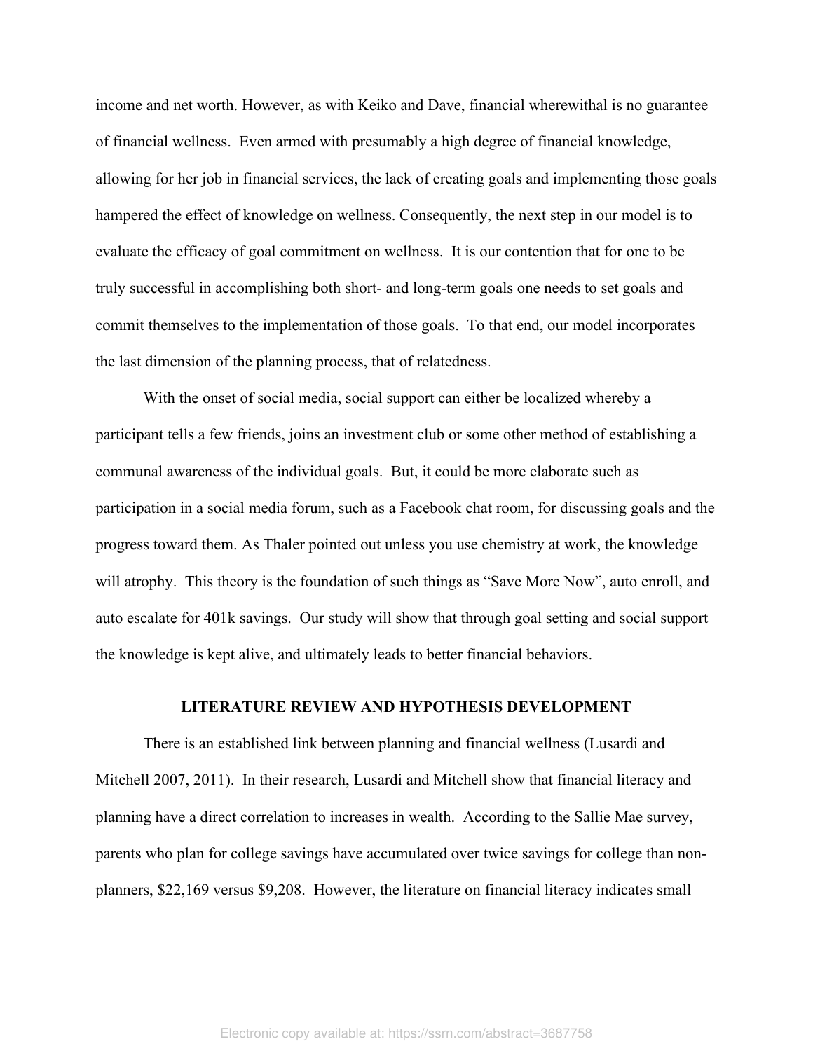income and net worth. However, as with Keiko and Dave, financial wherewithal is no guarantee of financial wellness. Even armed with presumably a high degree of financial knowledge, allowing for her job in financial services, the lack of creating goals and implementing those goals hampered the effect of knowledge on wellness. Consequently, the next step in our model is to evaluate the efficacy of goal commitment on wellness. It is our contention that for one to be truly successful in accomplishing both short- and long-term goals one needs to set goals and commit themselves to the implementation of those goals. To that end, our model incorporates the last dimension of the planning process, that of relatedness.

With the onset of social media, social support can either be localized whereby a participant tells a few friends, joins an investment club or some other method of establishing a communal awareness of the individual goals. But, it could be more elaborate such as participation in a social media forum, such as a Facebook chat room, for discussing goals and the progress toward them. As Thaler pointed out unless you use chemistry at work, the knowledge will atrophy. This theory is the foundation of such things as "Save More Now", auto enroll, and auto escalate for 401k savings. Our study will show that through goal setting and social support the knowledge is kept alive, and ultimately leads to better financial behaviors.

## LITERATURE REVIEW AND HYPOTHESIS DEVELOPMENT

There is an established link between planning and financial wellness (Lusardi and Mitchell 2007, 2011). In their research, Lusardi and Mitchell show that financial literacy and planning have a direct correlation to increases in wealth. According to the Sallie Mae survey, parents who plan for college savings have accumulated over twice savings for college than non-planners, $22,169 versus $9,208. However, the literature on financial literacy indicates small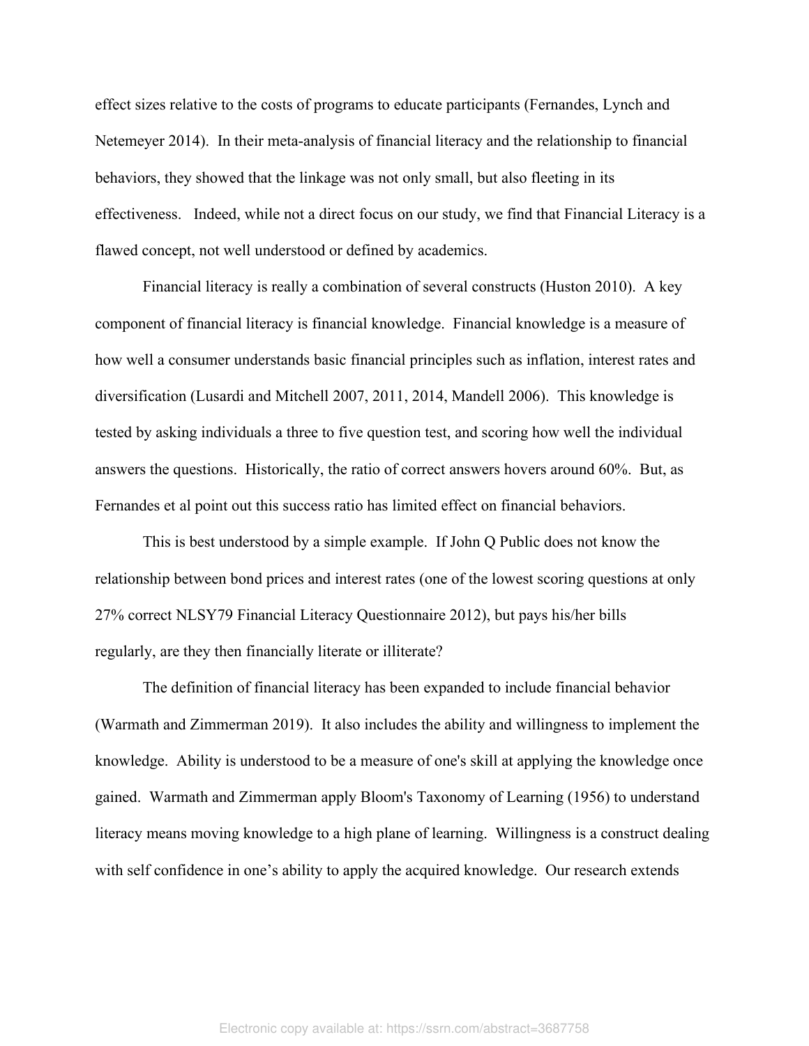effect sizes relative to the costs of programs to educate participants (Fernandes, Lynch and Netemeyer 2014). In their meta-analysis of financial literacy and the relationship to financial behaviors, they showed that the linkage was not only small, but also fleeting in its effectiveness. Indeed, while not a direct focus on our study, we find that Financial Literacy is a flawed concept, not well understood or defined by academics.

Financial literacy is really a combination of several constructs (Huston 2010). A key component of financial literacy is financial knowledge. Financial knowledge is a measure of how well a consumer understands basic financial principles such as inflation, interest rates and diversification (Lusardi and Mitchell 2007, 2011, 2014, Mandell 2006). This knowledge is tested by asking individuals a three to five question test, and scoring how well the individual answers the questions. Historically, the ratio of correct answers hovers around 60%. But, as Fernandes et al point out this success ratio has limited effect on financial behaviors.

This is best understood by a simple example. If John Q Public does not know the relationship between bond prices and interest rates (one of the lowest scoring questions at only 27% correct NLSY79 Financial Literacy Questionnaire 2012), but pays his/her bills regularly, are they then financially literate or illiterate?

The definition of financial literacy has been expanded to include financial behavior (Warmath and Zimmerman 2019). It also includes the ability and willingness to implement the knowledge. Ability is understood to be a measure of one's skill at applying the knowledge once gained. Warmath and Zimmerman apply Bloom's Taxonomy of Learning (1956) to understand literacy means moving knowledge to a high plane of learning. Willingness is a construct dealing with self confidence in one's ability to apply the acquired knowledge. Our research extends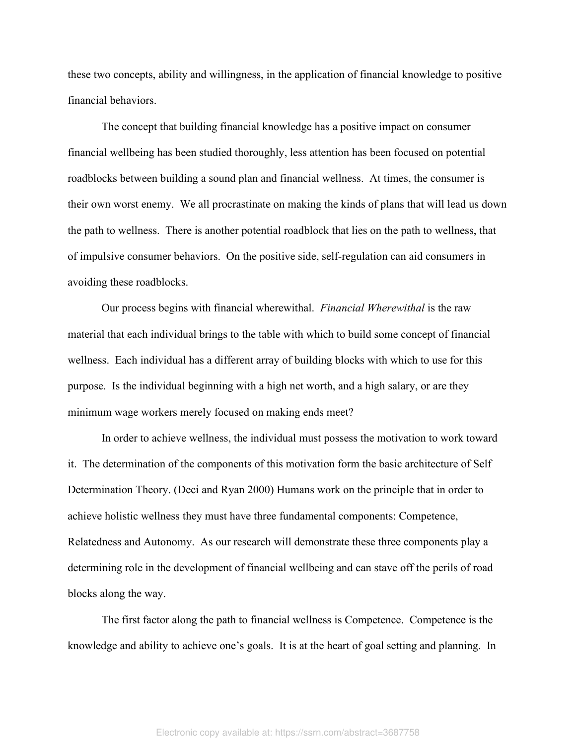these two concepts, ability and willingness, in the application of financial knowledge to positive financial behaviors.

The concept that building financial knowledge has a positive impact on consumer financial wellbeing has been studied thoroughly, less attention has been focused on potential roadblocks between building a sound plan and financial wellness. At times, the consumer is their own worst enemy. We all procrastinate on making the kinds of plans that will lead us down the path to wellness. There is another potential roadblock that lies on the path to wellness, that of impulsive consumer behaviors. On the positive side, self-regulation can aid consumers in avoiding these roadblocks.

Our process begins with financial wherewithal. *Financial Wherewithal* is the raw material that each individual brings to the table with which to build some concept of financial wellness. Each individual has a different array of building blocks with which to use for this purpose. Is the individual beginning with a high net worth, and a high salary, or are they minimum wage workers merely focused on making ends meet?

In order to achieve wellness, the individual must possess the motivation to work toward it. The determination of the components of this motivation form the basic architecture of Self Determination Theory. (Deci and Ryan 2000) Humans work on the principle that in order to achieve holistic wellness they must have three fundamental components: Competence, Relatedness and Autonomy. As our research will demonstrate these three components play a determining role in the development of financial wellbeing and can stave off the perils of road blocks along the way.

The first factor along the path to financial wellness is Competence. Competence is the knowledge and ability to achieve one's goals. It is at the heart of goal setting and planning. In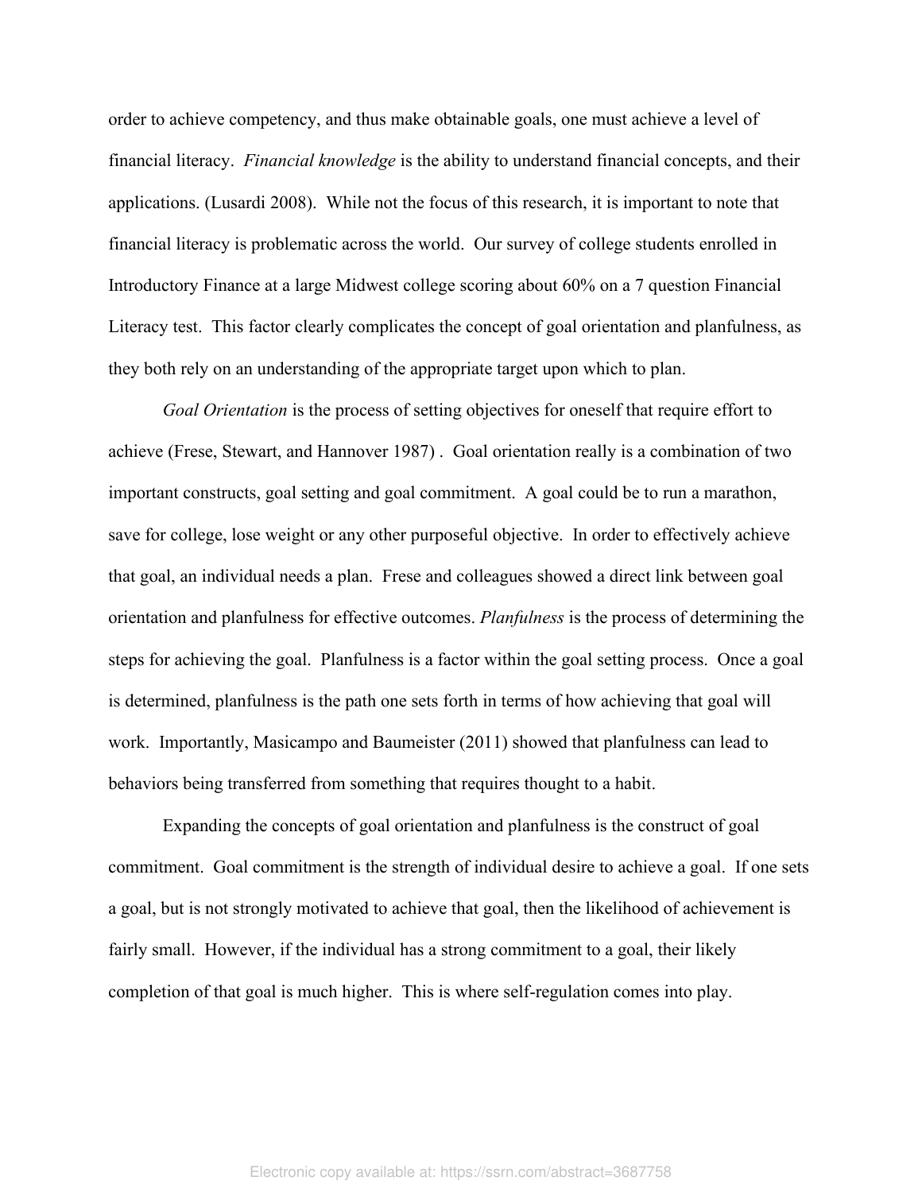order to achieve competency, and thus make obtainable goals, one must achieve a level of financial literacy. *Financial knowledge* is the ability to understand financial concepts, and their applications. (Lusardi 2008). While not the focus of this research, it is important to note that financial literacy is problematic across the world. Our survey of college students enrolled in Introductory Finance at a large Midwest college scoring about 60% on a 7 question Financial Literacy test. This factor clearly complicates the concept of goal orientation and planfulness, as they both rely on an understanding of the appropriate target upon which to plan.

*Goal Orientation* is the process of setting objectives for oneself that require effort to achieve (Frese, Stewart, and Hannover 1987) . Goal orientation really is a combination of two important constructs, goal setting and goal commitment. A goal could be to run a marathon, save for college, lose weight or any other purposeful objective. In order to effectively achieve that goal, an individual needs a plan. Frese and colleagues showed a direct link between goal orientation and planfulness for effective outcomes. *Planfulness* is the process of determining the steps for achieving the goal. Planfulness is a factor within the goal setting process. Once a goal is determined, planfulness is the path one sets forth in terms of how achieving that goal will work. Importantly, Masicampo and Baumeister (2011) showed that planfulness can lead to behaviors being transferred from something that requires thought to a habit.

Expanding the concepts of goal orientation and planfulness is the construct of goal commitment. Goal commitment is the strength of individual desire to achieve a goal. If one sets a goal, but is not strongly motivated to achieve that goal, then the likelihood of achievement is fairly small. However, if the individual has a strong commitment to a goal, their likely completion of that goal is much higher. This is where self-regulation comes into play.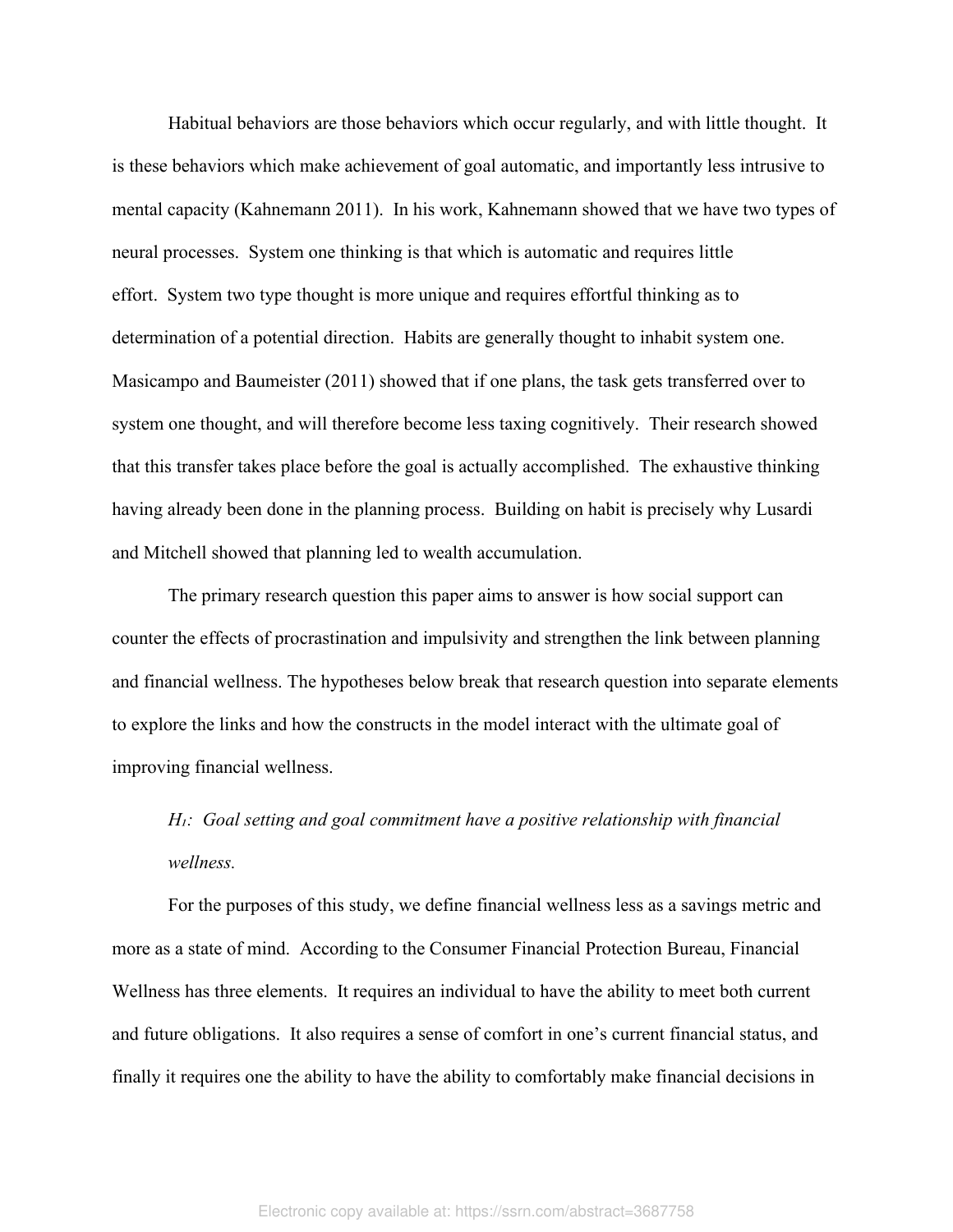Habitual behaviors are those behaviors which occur regularly, and with little thought. It is these behaviors which make achievement of goal automatic, and importantly less intrusive to mental capacity (Kahnemann 2011). In his work, Kahnemann showed that we have two types of neural processes. System one thinking is that which is automatic and requires little effort. System two type thought is more unique and requires effortful thinking as to determination of a potential direction. Habits are generally thought to inhabit system one. Masicampo and Baumeister (2011) showed that if one plans, the task gets transferred over to system one thought, and will therefore become less taxing cognitively. Their research showed that this transfer takes place before the goal is actually accomplished. The exhaustive thinking having already been done in the planning process. Building on habit is precisely why Lusardi and Mitchell showed that planning led to wealth accumulation.

The primary research question this paper aims to answer is how social support can counter the effects of procrastination and impulsivity and strengthen the link between planning and financial wellness. The hypotheses below break that research question into separate elements to explore the links and how the constructs in the model interact with the ultimate goal of improving financial wellness.

*$H_1$: Goal setting and goal commitment have a positive relationship with financial wellness.*

For the purposes of this study, we define financial wellness less as a savings metric and more as a state of mind. According to the Consumer Financial Protection Bureau, Financial Wellness has three elements. It requires an individual to have the ability to meet both current and future obligations. It also requires a sense of comfort in one's current financial status, and finally it requires one the ability to have the ability to comfortably make financial decisions in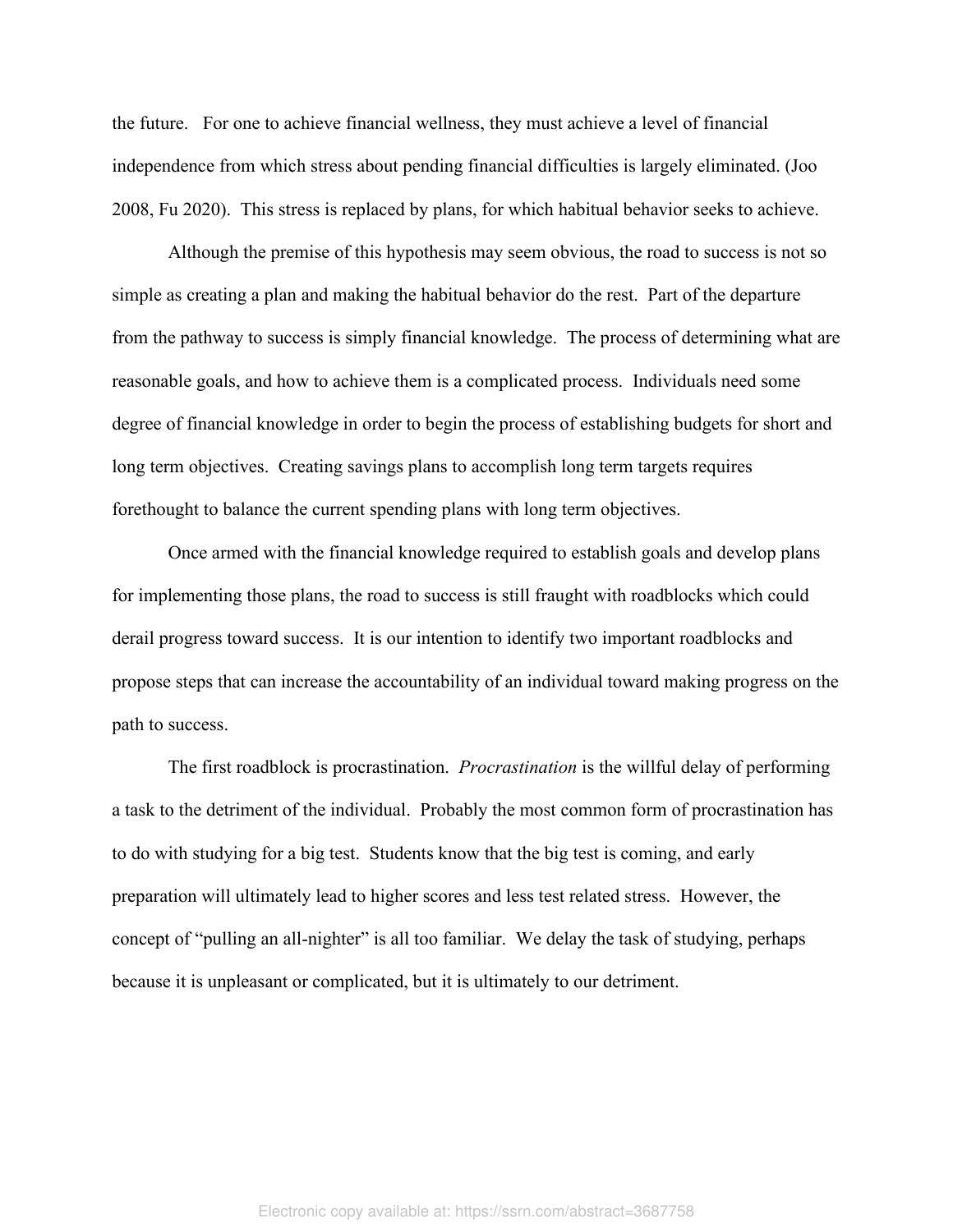the future. For one to achieve financial wellness, they must achieve a level of financial independence from which stress about pending financial difficulties is largely eliminated. (Joo 2008, Fu 2020). This stress is replaced by plans, for which habitual behavior seeks to achieve.

Although the premise of this hypothesis may seem obvious, the road to success is not so simple as creating a plan and making the habitual behavior do the rest. Part of the departure from the pathway to success is simply financial knowledge. The process of determining what are reasonable goals, and how to achieve them is a complicated process. Individuals need some degree of financial knowledge in order to begin the process of establishing budgets for short and long term objectives. Creating savings plans to accomplish long term targets requires forethought to balance the current spending plans with long term objectives.

Once armed with the financial knowledge required to establish goals and develop plans for implementing those plans, the road to success is still fraught with roadblocks which could derail progress toward success. It is our intention to identify two important roadblocks and propose steps that can increase the accountability of an individual toward making progress on the path to success.

The first roadblock is procrastination. *Procrastination* is the willful delay of performing a task to the detriment of the individual. Probably the most common form of procrastination has to do with studying for a big test. Students know that the big test is coming, and early preparation will ultimately lead to higher scores and less test related stress. However, the concept of "pulling an all-nighter" is all too familiar. We delay the task of studying, perhaps because it is unpleasant or complicated, but it is ultimately to our detriment.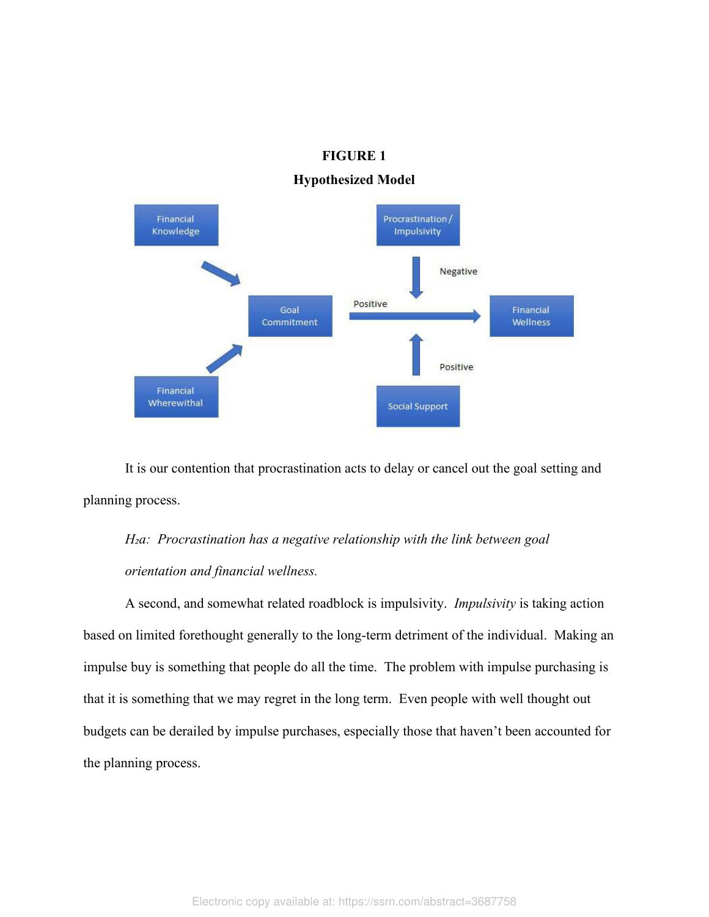**FIGURE 1**

**Hypothesized Model**

It is our contention that procrastination acts to delay or cancel out the goal setting and planning process.

*$H_2a$: Procrastination has a negative relationship with the link between goal orientation and financial wellness.*

A second, and somewhat related roadblock is impulsivity. *Impulsivity* is taking action based on limited forethought generally to the long-term detriment of the individual. Making an impulse buy is something that people do all the time. The problem with impulse purchasing is that it is something that we may regret in the long term. Even people with well thought out budgets can be derailed by impulse purchases, especially those that haven't been accounted for the planning process.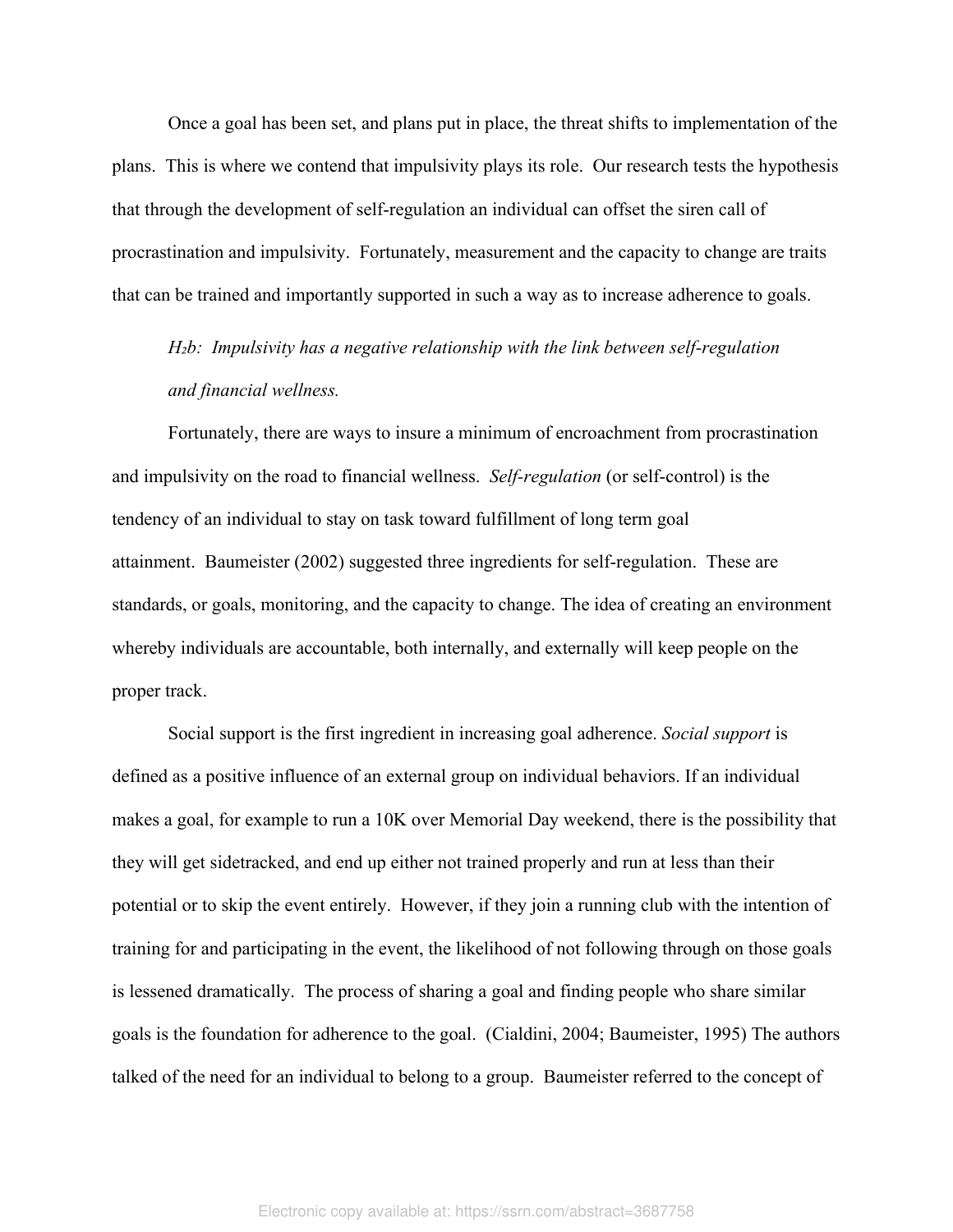Once a goal has been set, and plans put in place, the threat shifts to implementation of the plans. This is where we contend that impulsivity plays its role. Our research tests the hypothesis that through the development of self-regulation an individual can offset the siren call of procrastination and impulsivity. Fortunately, measurement and the capacity to change are traits that can be trained and importantly supported in such a way as to increase adherence to goals.

*$H_2b$: Impulsivity has a negative relationship with the link between self-regulation and financial wellness.*

Fortunately, there are ways to insure a minimum of encroachment from procrastination and impulsivity on the road to financial wellness. *Self-regulation* (or self-control) is the tendency of an individual to stay on task toward fulfillment of long term goal attainment. Baumeister (2002) suggested three ingredients for self-regulation. These are standards, or goals, monitoring, and the capacity to change. The idea of creating an environment whereby individuals are accountable, both internally, and externally will keep people on the proper track.

Social support is the first ingredient in increasing goal adherence. *Social support* is defined as a positive influence of an external group on individual behaviors. If an individual makes a goal, for example to run a 10K over Memorial Day weekend, there is the possibility that they will get sidetracked, and end up either not trained properly and run at less than their potential or to skip the event entirely. However, if they join a running club with the intention of training for and participating in the event, the likelihood of not following through on those goals is lessened dramatically. The process of sharing a goal and finding people who share similar goals is the foundation for adherence to the goal. (Cialdini, 2004; Baumeister, 1995) The authors talked of the need for an individual to belong to a group. Baumeister referred to the concept of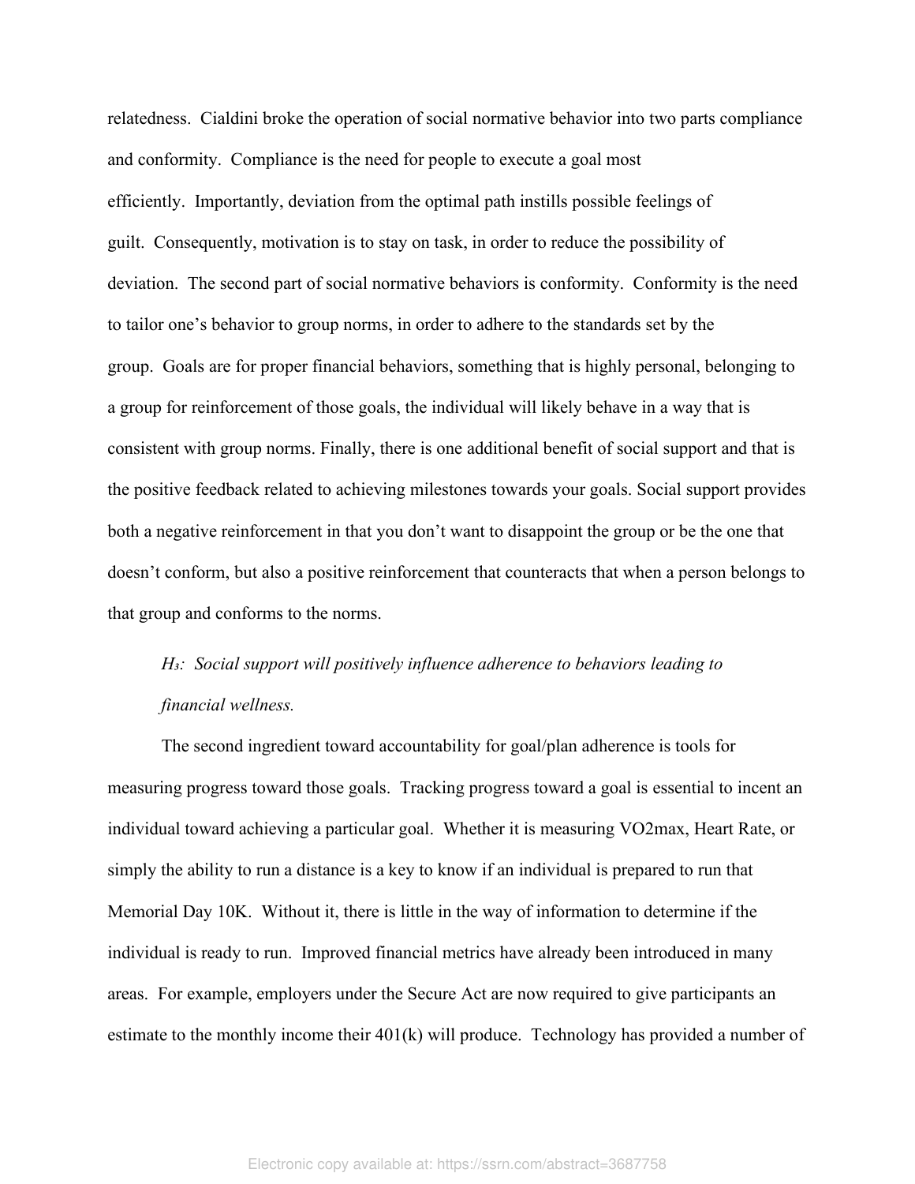relatedness. Cialdini broke the operation of social normative behavior into two parts compliance and conformity. Compliance is the need for people to execute a goal most efficiently. Importantly, deviation from the optimal path instills possible feelings of guilt. Consequently, motivation is to stay on task, in order to reduce the possibility of deviation. The second part of social normative behaviors is conformity. Conformity is the need to tailor one's behavior to group norms, in order to adhere to the standards set by the group. Goals are for proper financial behaviors, something that is highly personal, belonging to a group for reinforcement of those goals, the individual will likely behave in a way that is consistent with group norms. Finally, there is one additional benefit of social support and that is the positive feedback related to achieving milestones towards your goals. Social support provides both a negative reinforcement in that you don't want to disappoint the group or be the one that doesn't conform, but also a positive reinforcement that counteracts that when a person belongs to that group and conforms to the norms.

> *$H_3$: Social support will positively influence adherence to behaviors leading to financial wellness.*

The second ingredient toward accountability for goal/plan adherence is tools for measuring progress toward those goals. Tracking progress toward a goal is essential to incent an individual toward achieving a particular goal. Whether it is measuring VO2max, Heart Rate, or simply the ability to run a distance is a key to know if an individual is prepared to run that Memorial Day 10K. Without it, there is little in the way of information to determine if the individual is ready to run. Improved financial metrics have already been introduced in many areas. For example, employers under the Secure Act are now required to give participants an estimate to the monthly income their 401(k) will produce. Technology has provided a number of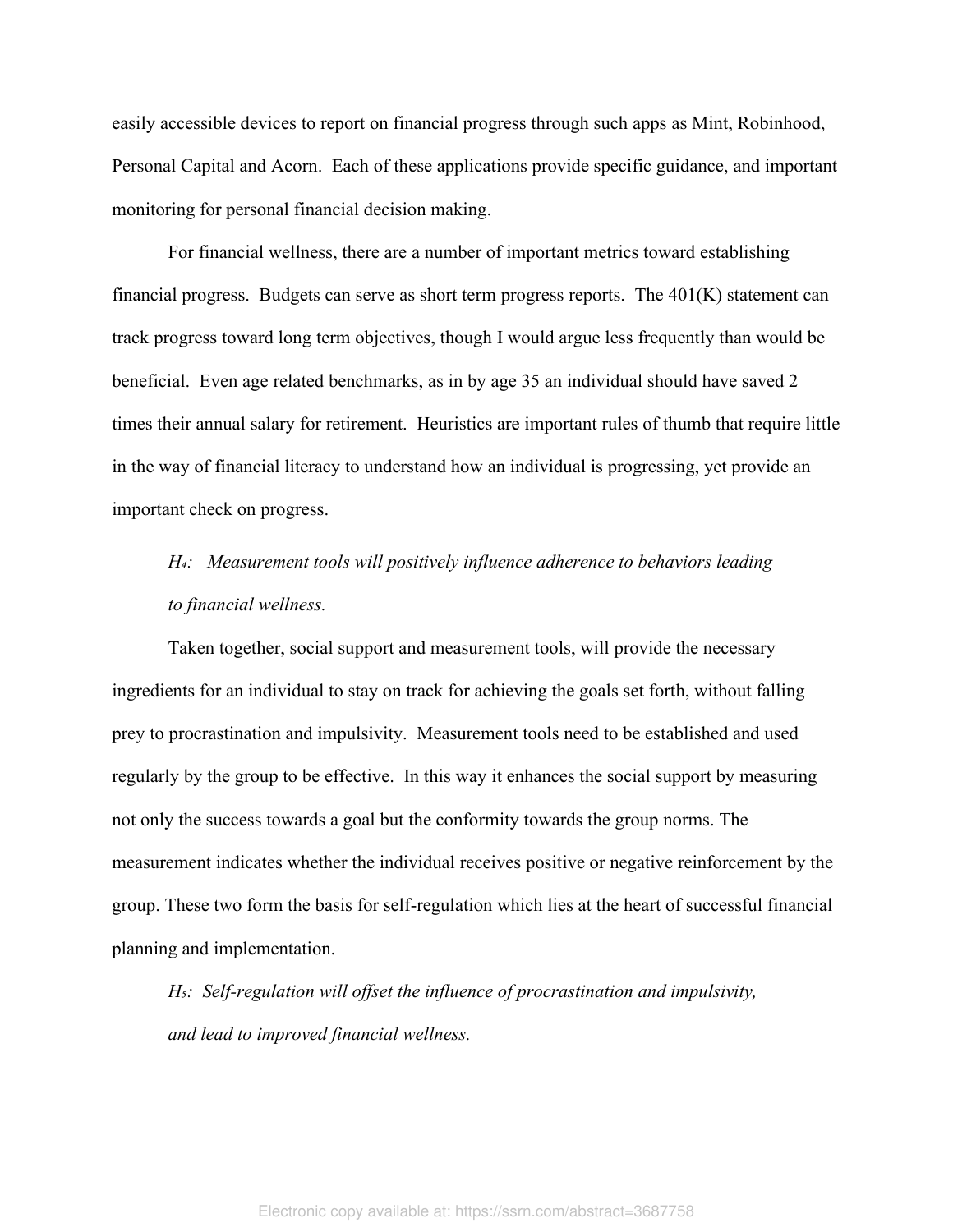easily accessible devices to report on financial progress through such apps as Mint, Robinhood, Personal Capital and Acorn. Each of these applications provide specific guidance, and important monitoring for personal financial decision making.

For financial wellness, there are a number of important metrics toward establishing financial progress. Budgets can serve as short term progress reports. The 401(K) statement can track progress toward long term objectives, though I would argue less frequently than would be beneficial. Even age related benchmarks, as in by age 35 an individual should have saved 2 times their annual salary for retirement. Heuristics are important rules of thumb that require little in the way of financial literacy to understand how an individual is progressing, yet provide an important check on progress.

*$H_4$: Measurement tools will positively influence adherence to behaviors leading to financial wellness.*

Taken together, social support and measurement tools, will provide the necessary ingredients for an individual to stay on track for achieving the goals set forth, without falling prey to procrastination and impulsivity. Measurement tools need to be established and used regularly by the group to be effective. In this way it enhances the social support by measuring not only the success towards a goal but the conformity towards the group norms. The measurement indicates whether the individual receives positive or negative reinforcement by the group. These two form the basis for self-regulation which lies at the heart of successful financial planning and implementation.

*$H_5$: Self-regulation will offset the influence of procrastination and impulsivity, and lead to improved financial wellness.*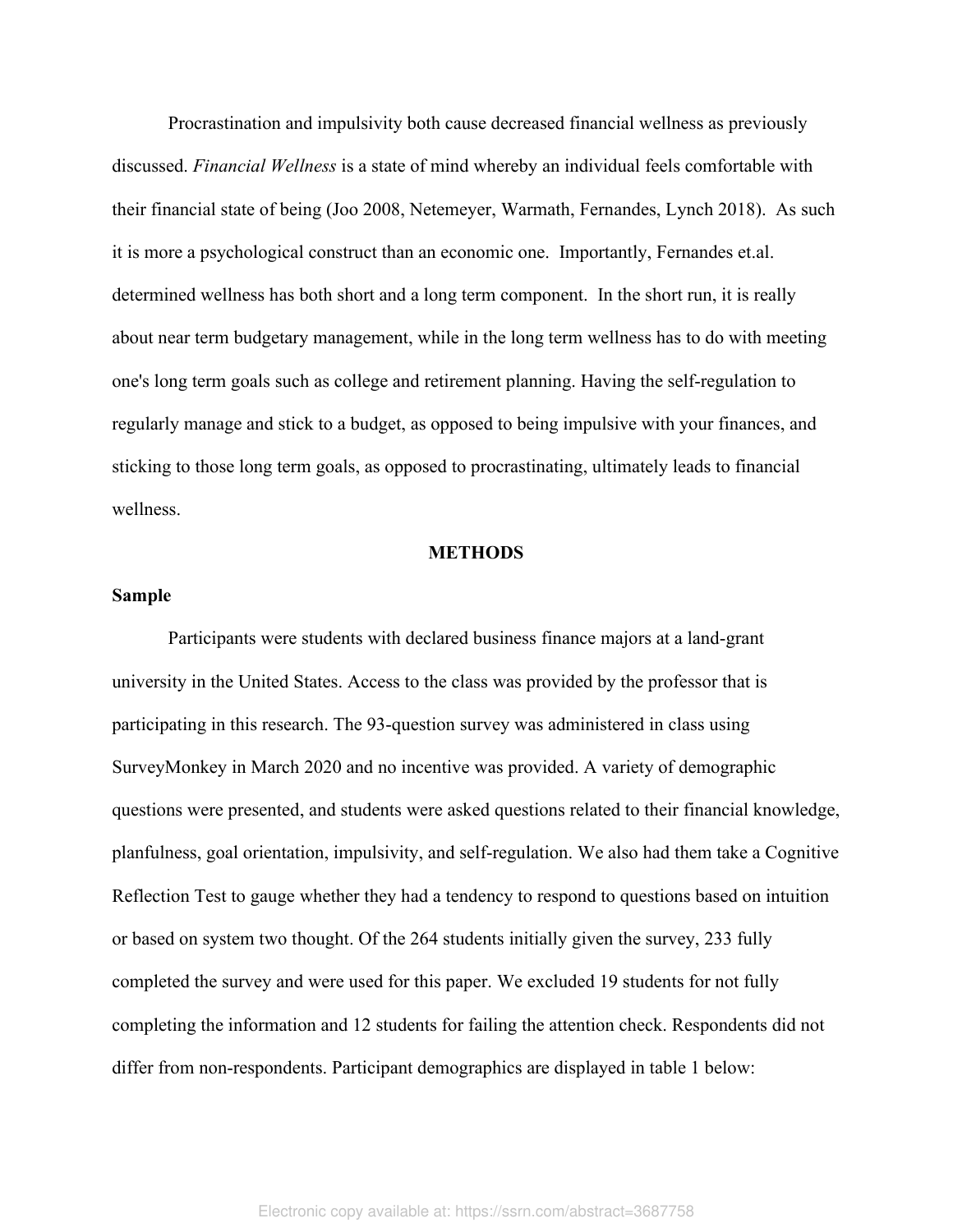Procrastination and impulsivity both cause decreased financial wellness as previously discussed. *Financial Wellness* is a state of mind whereby an individual feels comfortable with their financial state of being (Joo 2008, Netemeyer, Warmath, Fernandes, Lynch 2018). As such it is more a psychological construct than an economic one. Importantly, Fernandes et.al. determined wellness has both short and a long term component. In the short run, it is really about near term budgetary management, while in the long term wellness has to do with meeting one's long term goals such as college and retirement planning. Having the self-regulation to regularly manage and stick to a budget, as opposed to being impulsive with your finances, and sticking to those long term goals, as opposed to procrastinating, ultimately leads to financial wellness.

## METHODS

### Sample

Participants were students with declared business finance majors at a land-grant university in the United States. Access to the class was provided by the professor that is participating in this research. The 93-question survey was administered in class using SurveyMonkey in March 2020 and no incentive was provided. A variety of demographic questions were presented, and students were asked questions related to their financial knowledge, planfulness, goal orientation, impulsivity, and self-regulation. We also had them take a Cognitive Reflection Test to gauge whether they had a tendency to respond to questions based on intuition or based on system two thought. Of the 264 students initially given the survey, 233 fully completed the survey and were used for this paper. We excluded 19 students for not fully completing the information and 12 students for failing the attention check. Respondents did not differ from non-respondents. Participant demographics are displayed in table 1 below: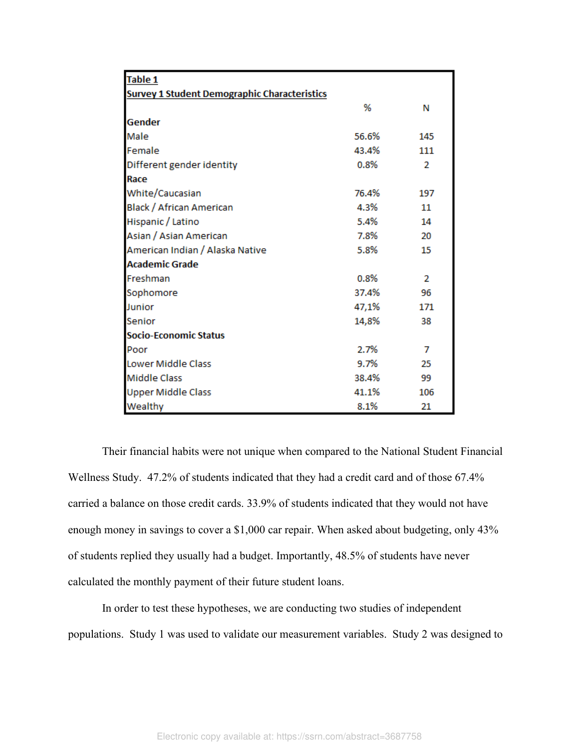**Table 1**

**Survey 1 Student Demographic Characteristics**

| | % | N |
|---|---|---|
| **Gender** | | |
| Male | 56.6% | 145 |
| Female | 43.4% | 111 |
| Different gender identity | 0.8% | 2 |
| **Race** | | |
| White/Caucasian | 76.4% | 197 |
| Black / African American | 4.3% | 11 |
| Hispanic / Latino | 5.4% | 14 |
| Asian / Asian American | 7.8% | 20 |
| American Indian / Alaska Native | 5.8% | 15 |
| **Academic Grade** | | |
| Freshman | 0.8% | 2 |
| Sophomore | 37.4% | 96 |
| Junior | 47,1% | 171 |
| Senior | 14,8% | 38 |
| **Socio-Economic Status** | | |
| Poor | 2.7% | 7 |
| Lower Middle Class | 9.7% | 25 |
| Middle Class | 38.4% | 99 |
| Upper Middle Class | 41.1% | 106 |
| Wealthy | 8.1% | 21 |

Their financial habits were not unique when compared to the National Student Financial Wellness Study. 47.2% of students indicated that they had a credit card and of those 67.4% carried a balance on those credit cards. 33.9% of students indicated that they would not have enough money in savings to cover a $1,000 car repair. When asked about budgeting, only 43% of students replied they usually had a budget. Importantly, 48.5% of students have never calculated the monthly payment of their future student loans.

In order to test these hypotheses, we are conducting two studies of independent populations. Study 1 was used to validate our measurement variables. Study 2 was designed to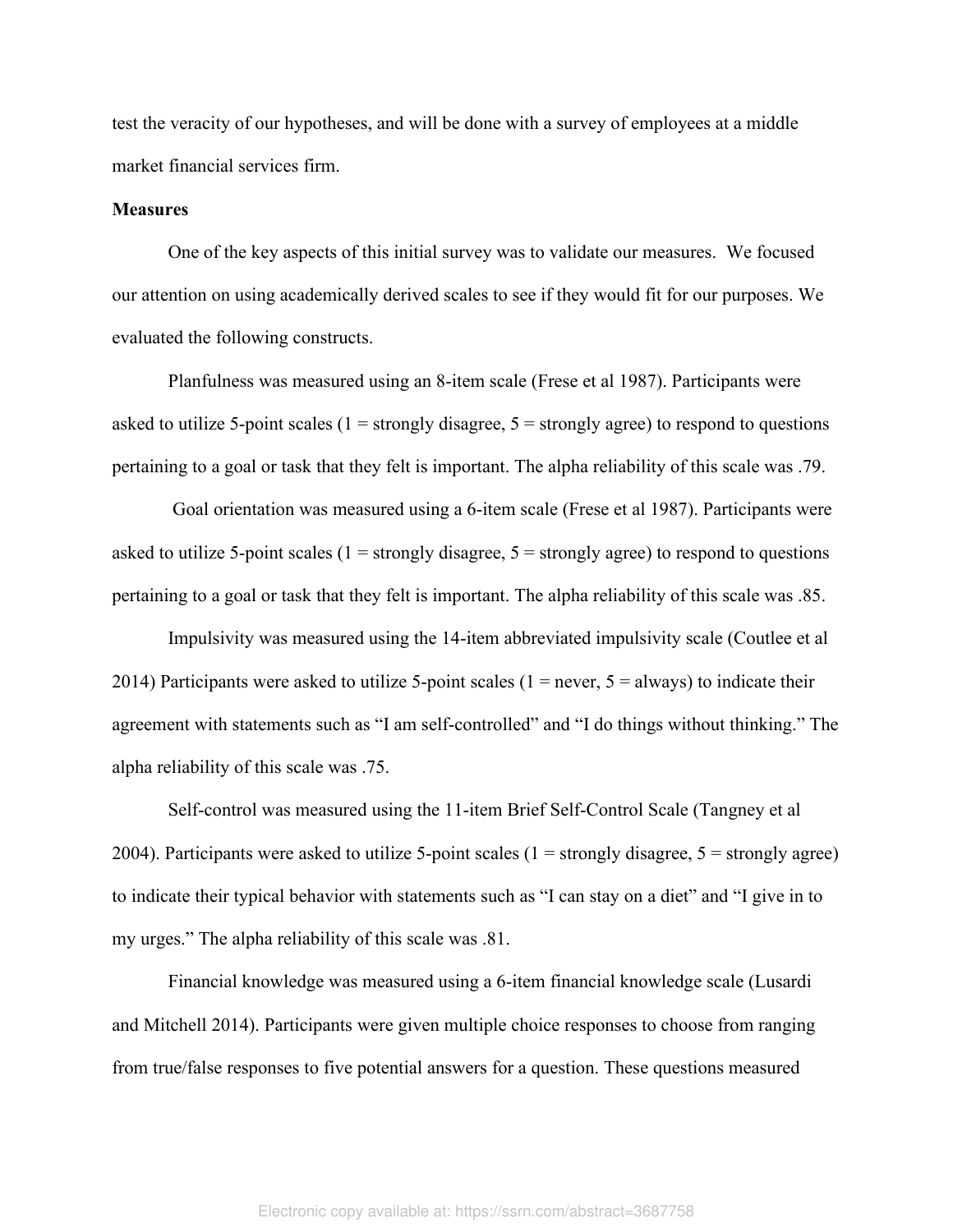test the veracity of our hypotheses, and will be done with a survey of employees at a middle market financial services firm.

**Measures**

One of the key aspects of this initial survey was to validate our measures. We focused our attention on using academically derived scales to see if they would fit for our purposes. We evaluated the following constructs.

Planfulness was measured using an 8-item scale (Frese et al 1987). Participants were asked to utilize 5-point scales (1 = strongly disagree, 5 = strongly agree) to respond to questions pertaining to a goal or task that they felt is important. The alpha reliability of this scale was .79.

Goal orientation was measured using a 6-item scale (Frese et al 1987). Participants were asked to utilize 5-point scales (1 = strongly disagree, 5 = strongly agree) to respond to questions pertaining to a goal or task that they felt is important. The alpha reliability of this scale was .85.

Impulsivity was measured using the 14-item abbreviated impulsivity scale (Coutlee et al 2014) Participants were asked to utilize 5-point scales (1 = never, 5 = always) to indicate their agreement with statements such as "I am self-controlled" and "I do things without thinking." The alpha reliability of this scale was .75.

Self-control was measured using the 11-item Brief Self-Control Scale (Tangney et al 2004). Participants were asked to utilize 5-point scales (1 = strongly disagree, 5 = strongly agree) to indicate their typical behavior with statements such as "I can stay on a diet" and "I give in to my urges." The alpha reliability of this scale was .81.

Financial knowledge was measured using a 6-item financial knowledge scale (Lusardi and Mitchell 2014). Participants were given multiple choice responses to choose from ranging from true/false responses to five potential answers for a question. These questions measured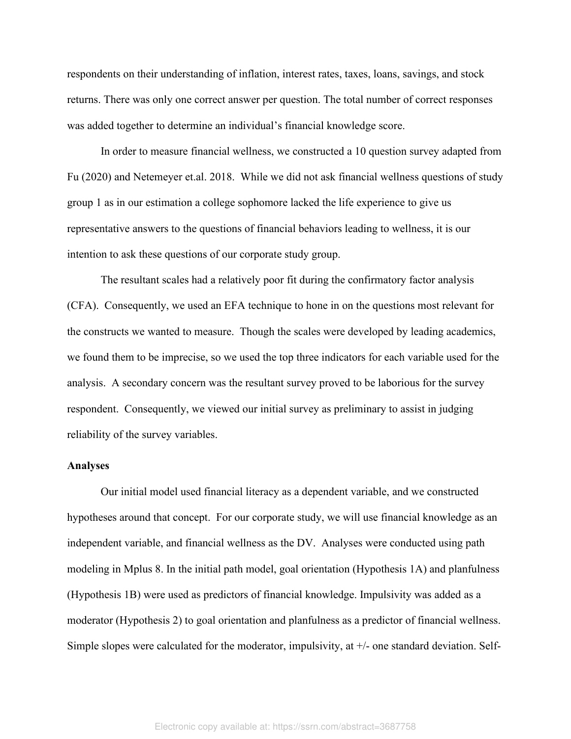respondents on their understanding of inflation, interest rates, taxes, loans, savings, and stock returns. There was only one correct answer per question. The total number of correct responses was added together to determine an individual's financial knowledge score.

In order to measure financial wellness, we constructed a 10 question survey adapted from Fu (2020) and Netemeyer et.al. 2018. While we did not ask financial wellness questions of study group 1 as in our estimation a college sophomore lacked the life experience to give us representative answers to the questions of financial behaviors leading to wellness, it is our intention to ask these questions of our corporate study group.

The resultant scales had a relatively poor fit during the confirmatory factor analysis (CFA). Consequently, we used an EFA technique to hone in on the questions most relevant for the constructs we wanted to measure. Though the scales were developed by leading academics, we found them to be imprecise, so we used the top three indicators for each variable used for the analysis. A secondary concern was the resultant survey proved to be laborious for the survey respondent. Consequently, we viewed our initial survey as preliminary to assist in judging reliability of the survey variables.

**Analyses**

Our initial model used financial literacy as a dependent variable, and we constructed hypotheses around that concept. For our corporate study, we will use financial knowledge as an independent variable, and financial wellness as the DV. Analyses were conducted using path modeling in Mplus 8. In the initial path model, goal orientation (Hypothesis 1A) and planfulness (Hypothesis 1B) were used as predictors of financial knowledge. Impulsivity was added as a moderator (Hypothesis 2) to goal orientation and planfulness as a predictor of financial wellness. Simple slopes were calculated for the moderator, impulsivity, at +/- one standard deviation. Self-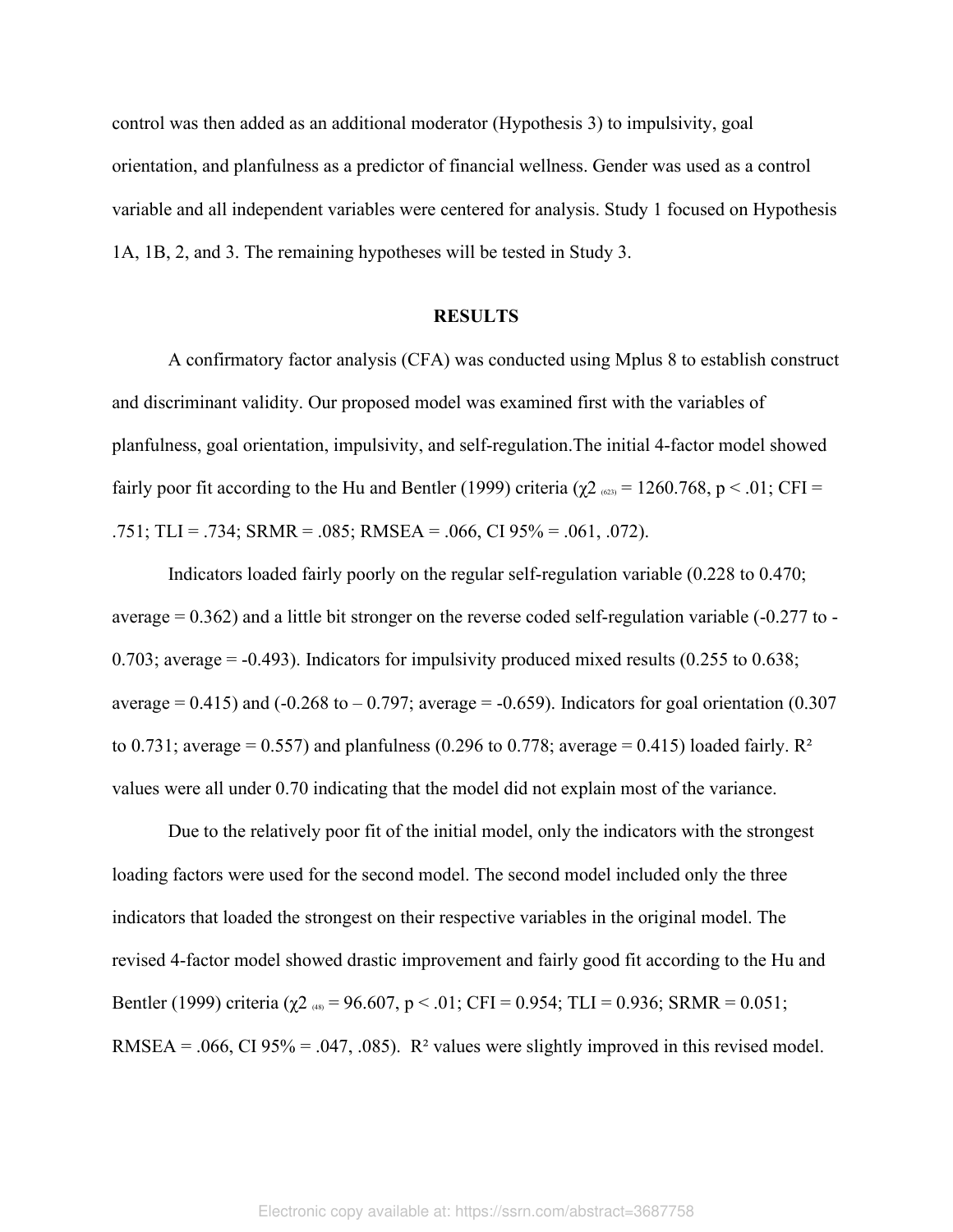control was then added as an additional moderator (Hypothesis 3) to impulsivity, goal orientation, and planfulness as a predictor of financial wellness. Gender was used as a control variable and all independent variables were centered for analysis. Study 1 focused on Hypothesis 1A, 1B, 2, and 3. The remaining hypotheses will be tested in Study 3.

## RESULTS

A confirmatory factor analysis (CFA) was conducted using Mplus 8 to establish construct and discriminant validity. Our proposed model was examined first with the variables of planfulness, goal orientation, impulsivity, and self-regulation.The initial 4-factor model showed fairly poor fit according to the Hu and Bentler (1999) criteria ($\chi2_{(623)} = 1260.768$, $p < .01$; CFI = .751; TLI = .734; SRMR = .085; RMSEA = .066, CI 95% = .061, .072).

Indicators loaded fairly poorly on the regular self-regulation variable (0.228 to 0.470; average = 0.362) and a little bit stronger on the reverse coded self-regulation variable (-0.277 to -0.703; average = -0.493). Indicators for impulsivity produced mixed results (0.255 to 0.638; average = 0.415) and (-0.268 to – 0.797; average = -0.659). Indicators for goal orientation (0.307 to 0.731; average = 0.557) and planfulness (0.296 to 0.778; average = 0.415) loaded fairly. $R^2$ values were all under 0.70 indicating that the model did not explain most of the variance.

Due to the relatively poor fit of the initial model, only the indicators with the strongest loading factors were used for the second model. The second model included only the three indicators that loaded the strongest on their respective variables in the original model. The revised 4-factor model showed drastic improvement and fairly good fit according to the Hu and Bentler (1999) criteria ($\chi2_{(48)} = 96.607$, $p < .01$; CFI = 0.954; TLI = 0.936; SRMR = 0.051; RMSEA = .066, CI 95% = .047, .085). $R^2$ values were slightly improved in this revised model.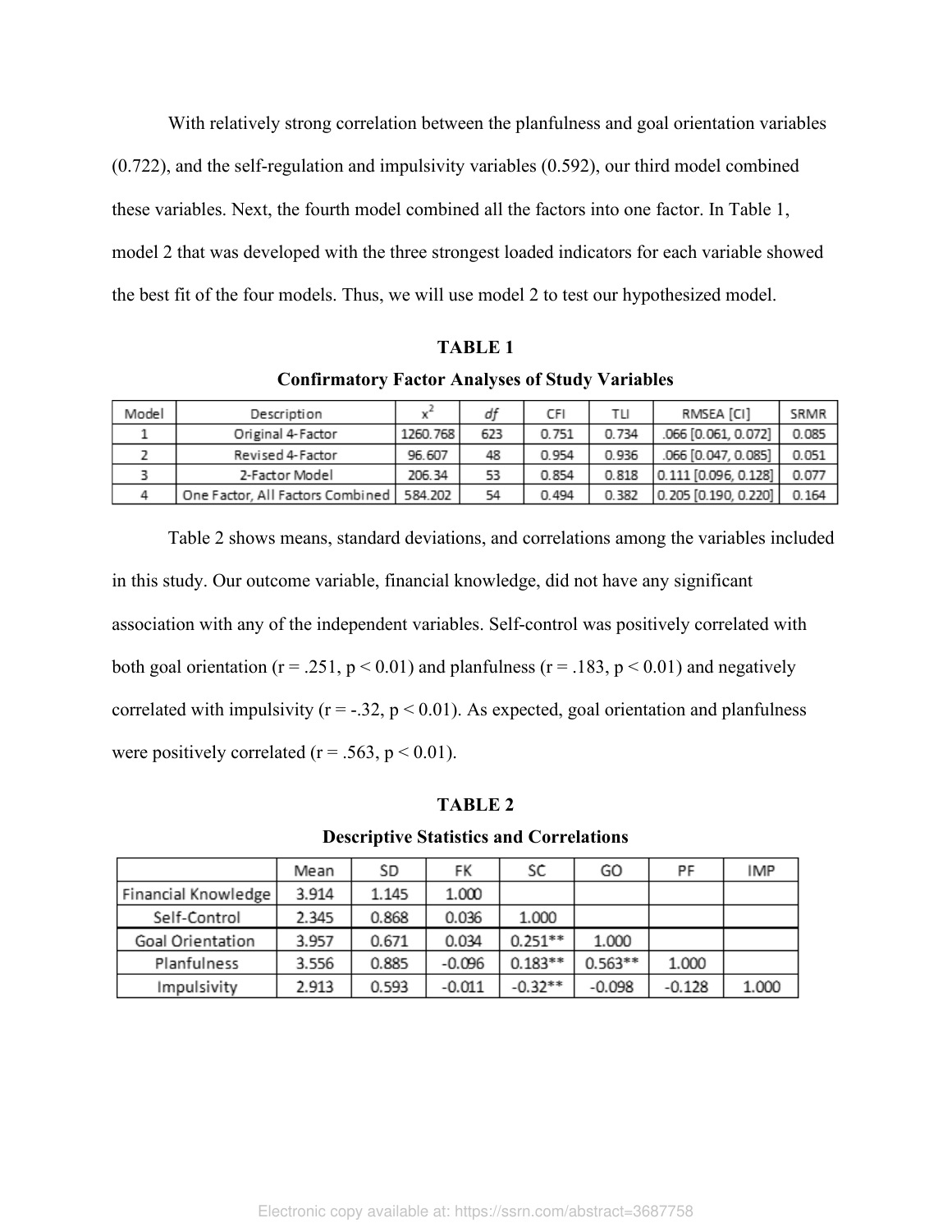With relatively strong correlation between the planfulness and goal orientation variables (0.722), and the self-regulation and impulsivity variables (0.592), our third model combined these variables. Next, the fourth model combined all the factors into one factor. In Table 1, model 2 that was developed with the three strongest loaded indicators for each variable showed the best fit of the four models. Thus, we will use model 2 to test our hypothesized model.

**TABLE 1**

**Confirmatory Factor Analyses of Study Variables**

| Model | Description | $x^2$ | *df* | CFI | TLI | RMSEA [CI] | SRMR |
|---|---|---|---|---|---|---|---|
| 1 | Original 4-Factor | 1260.768 | 623 | 0.751 | 0.734 | .066 [0.061, 0.072] | 0.085 |
| 2 | Revised 4-Factor | 96.607 | 48 | 0.954 | 0.936 | .066 [0.047, 0.085] | 0.051 |
| 3 | 2-Factor Model | 206.34 | 53 | 0.854 | 0.818 | 0.111 [0.096, 0.128] | 0.077 |
| 4 | One Factor, All Factors Combined | 584.202 | 54 | 0.494 | 0.382 | 0.205 [0.190, 0.220] | 0.164 |

Table 2 shows means, standard deviations, and correlations among the variables included in this study. Our outcome variable, financial knowledge, did not have any significant association with any of the independent variables. Self-control was positively correlated with both goal orientation ($r = .251$, $p < 0.01$) and planfulness ($r = .183$, $p < 0.01$) and negatively correlated with impulsivity ($r = -.32$, $p < 0.01$). As expected, goal orientation and planfulness were positively correlated ($r = .563$, $p < 0.01$).

**TABLE 2**

**Descriptive Statistics and Correlations**

| | Mean | SD | FK | SC | GO | PF | IMP |
|---|---|---|---|---|---|---|---|
| Financial Knowledge | 3.914 | 1.145 | 1.000 | | | | |
| Self-Control | 2.345 | 0.868 | 0.036 | 1.000 | | | |
| Goal Orientation | 3.957 | 0.671 | 0.034 | 0.251** | 1.000 | | |
| Planfulness | 3.556 | 0.885 | -0.096 | 0.183** | 0.563** | 1.000 | |
| Impulsivity | 2.913 | 0.593 | -0.011 | -0.32** | -0.098 | -0.128 | 1.000 |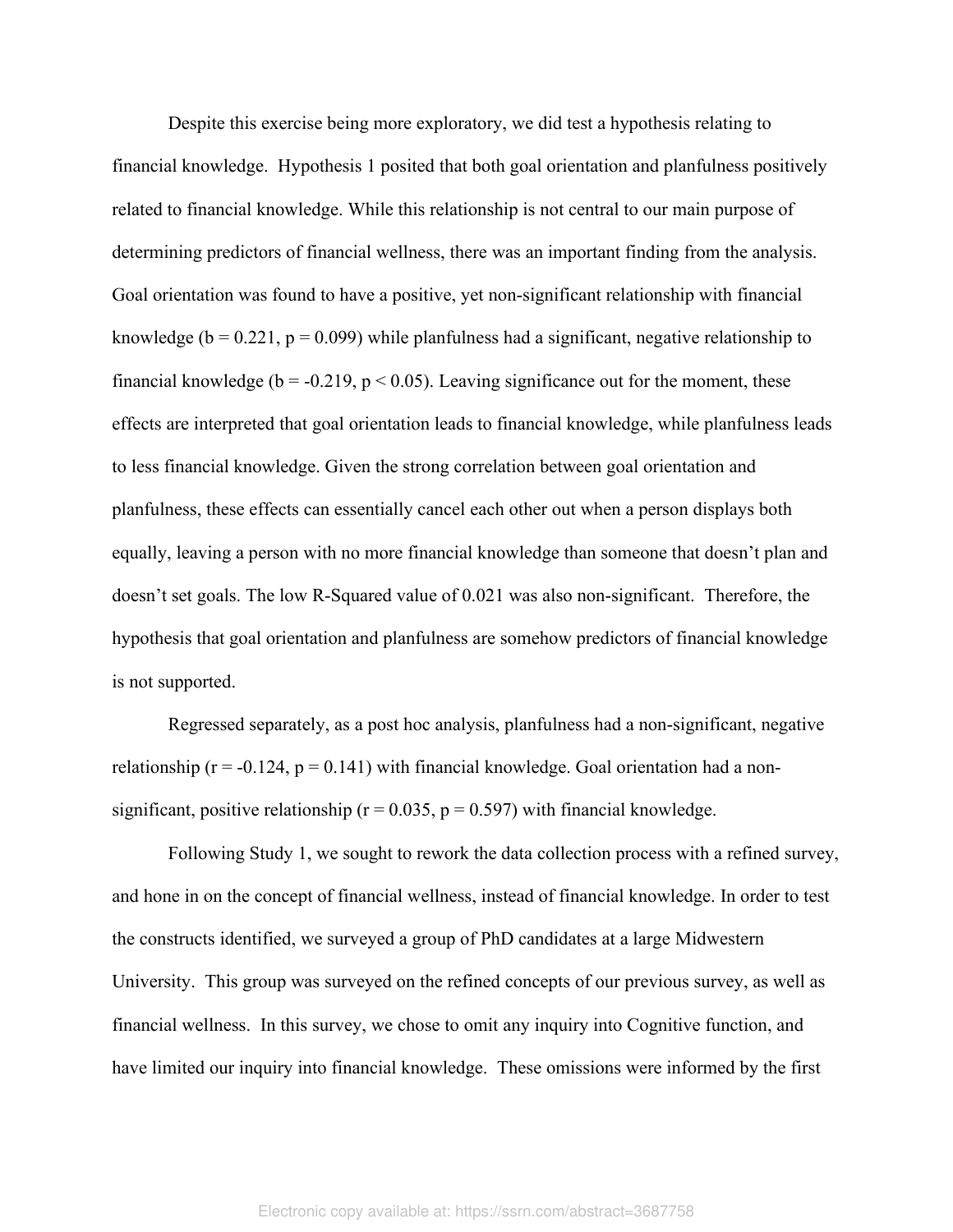Despite this exercise being more exploratory, we did test a hypothesis relating to financial knowledge. Hypothesis 1 posited that both goal orientation and planfulness positively related to financial knowledge. While this relationship is not central to our main purpose of determining predictors of financial wellness, there was an important finding from the analysis. Goal orientation was found to have a positive, yet non-significant relationship with financial knowledge ($b = 0.221$, $p = 0.099$) while planfulness had a significant, negative relationship to financial knowledge ($b = -0.219$, $p < 0.05$). Leaving significance out for the moment, these effects are interpreted that goal orientation leads to financial knowledge, while planfulness leads to less financial knowledge. Given the strong correlation between goal orientation and planfulness, these effects can essentially cancel each other out when a person displays both equally, leaving a person with no more financial knowledge than someone that doesn't plan and doesn't set goals. The low R-Squared value of 0.021 was also non-significant. Therefore, the hypothesis that goal orientation and planfulness are somehow predictors of financial knowledge is not supported.

Regressed separately, as a post hoc analysis, planfulness had a non-significant, negative relationship ($r = -0.124$, $p = 0.141$) with financial knowledge. Goal orientation had a non-significant, positive relationship ($r = 0.035$, $p = 0.597$) with financial knowledge.

Following Study 1, we sought to rework the data collection process with a refined survey, and hone in on the concept of financial wellness, instead of financial knowledge. In order to test the constructs identified, we surveyed a group of PhD candidates at a large Midwestern University. This group was surveyed on the refined concepts of our previous survey, as well as financial wellness. In this survey, we chose to omit any inquiry into Cognitive function, and have limited our inquiry into financial knowledge. These omissions were informed by the first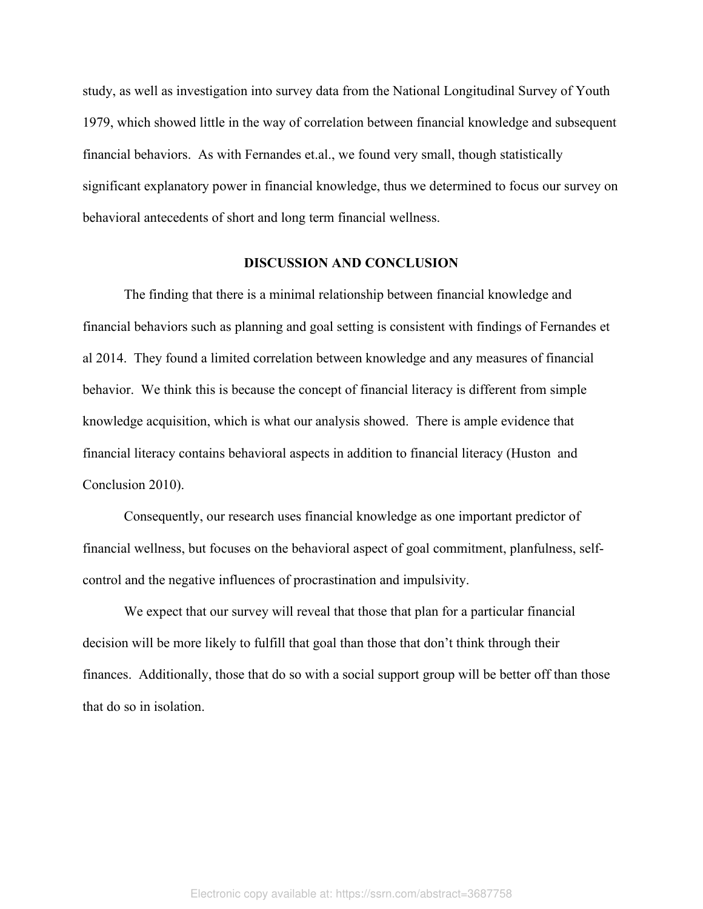study, as well as investigation into survey data from the National Longitudinal Survey of Youth 1979, which showed little in the way of correlation between financial knowledge and subsequent financial behaviors. As with Fernandes et.al., we found very small, though statistically significant explanatory power in financial knowledge, thus we determined to focus our survey on behavioral antecedents of short and long term financial wellness.

## DISCUSSION AND CONCLUSION

The finding that there is a minimal relationship between financial knowledge and financial behaviors such as planning and goal setting is consistent with findings of Fernandes et al 2014. They found a limited correlation between knowledge and any measures of financial behavior. We think this is because the concept of financial literacy is different from simple knowledge acquisition, which is what our analysis showed. There is ample evidence that financial literacy contains behavioral aspects in addition to financial literacy (Huston and Conclusion 2010).

Consequently, our research uses financial knowledge as one important predictor of financial wellness, but focuses on the behavioral aspect of goal commitment, planfulness, self-control and the negative influences of procrastination and impulsivity.

We expect that our survey will reveal that those that plan for a particular financial decision will be more likely to fulfill that goal than those that don't think through their finances. Additionally, those that do so with a social support group will be better off than those that do so in isolation.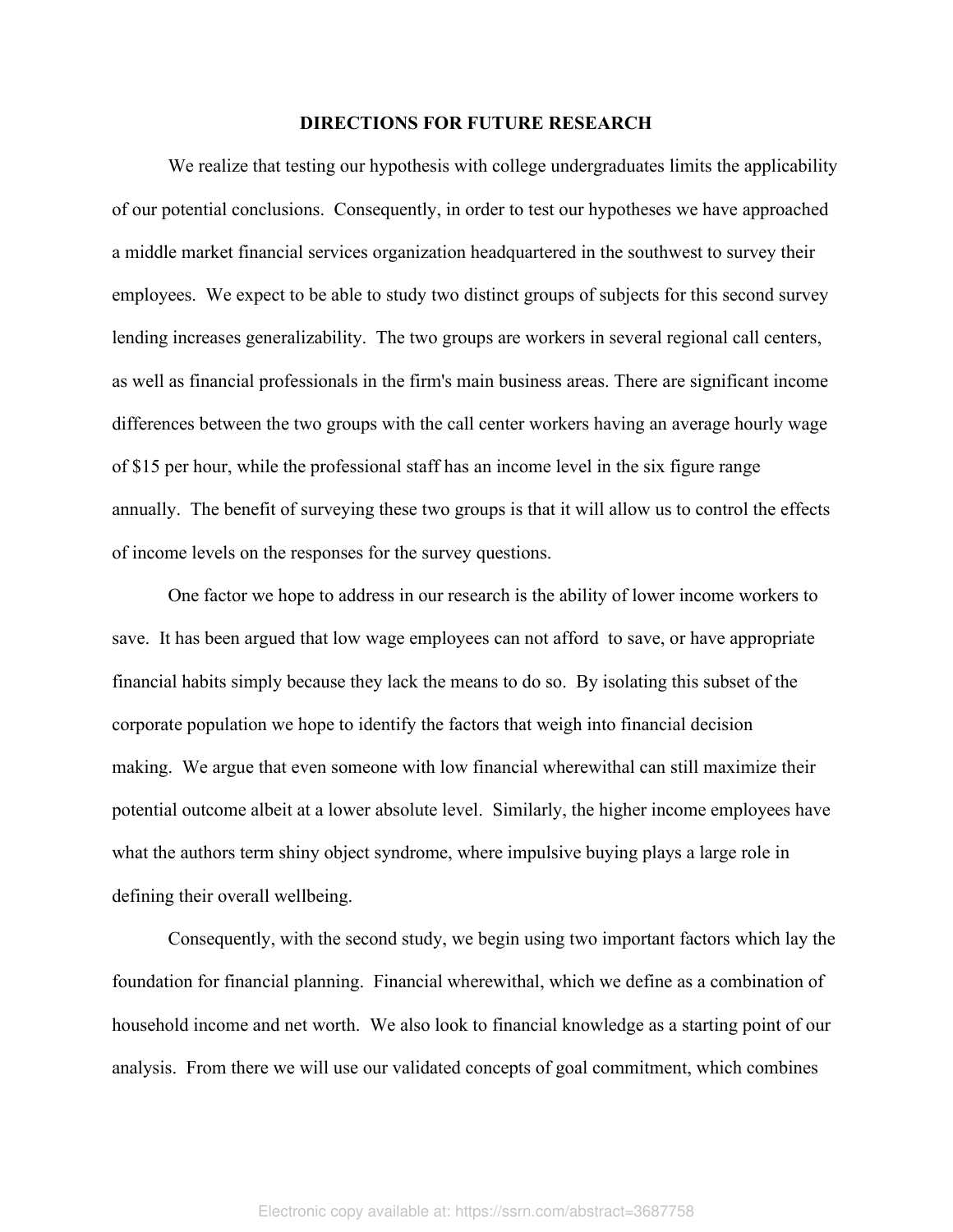## DIRECTIONS FOR FUTURE RESEARCH

We realize that testing our hypothesis with college undergraduates limits the applicability of our potential conclusions. Consequently, in order to test our hypotheses we have approached a middle market financial services organization headquartered in the southwest to survey their employees. We expect to be able to study two distinct groups of subjects for this second survey lending increases generalizability. The two groups are workers in several regional call centers, as well as financial professionals in the firm's main business areas. There are significant income differences between the two groups with the call center workers having an average hourly wage of $15 per hour, while the professional staff has an income level in the six figure range annually. The benefit of surveying these two groups is that it will allow us to control the effects of income levels on the responses for the survey questions.

One factor we hope to address in our research is the ability of lower income workers to save. It has been argued that low wage employees can not afford to save, or have appropriate financial habits simply because they lack the means to do so. By isolating this subset of the corporate population we hope to identify the factors that weigh into financial decision making. We argue that even someone with low financial wherewithal can still maximize their potential outcome albeit at a lower absolute level. Similarly, the higher income employees have what the authors term shiny object syndrome, where impulsive buying plays a large role in defining their overall wellbeing.

Consequently, with the second study, we begin using two important factors which lay the foundation for financial planning. Financial wherewithal, which we define as a combination of household income and net worth. We also look to financial knowledge as a starting point of our analysis. From there we will use our validated concepts of goal commitment, which combines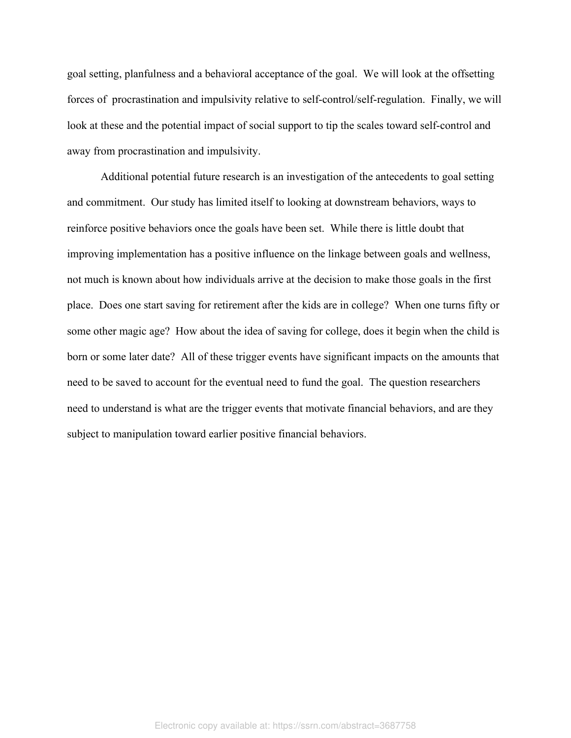goal setting, planfulness and a behavioral acceptance of the goal. We will look at the offsetting forces of procrastination and impulsivity relative to self-control/self-regulation. Finally, we will look at these and the potential impact of social support to tip the scales toward self-control and away from procrastination and impulsivity.

Additional potential future research is an investigation of the antecedents to goal setting and commitment. Our study has limited itself to looking at downstream behaviors, ways to reinforce positive behaviors once the goals have been set. While there is little doubt that improving implementation has a positive influence on the linkage between goals and wellness, not much is known about how individuals arrive at the decision to make those goals in the first place. Does one start saving for retirement after the kids are in college? When one turns fifty or some other magic age? How about the idea of saving for college, does it begin when the child is born or some later date? All of these trigger events have significant impacts on the amounts that need to be saved to account for the eventual need to fund the goal. The question researchers need to understand is what are the trigger events that motivate financial behaviors, and are they subject to manipulation toward earlier positive financial behaviors.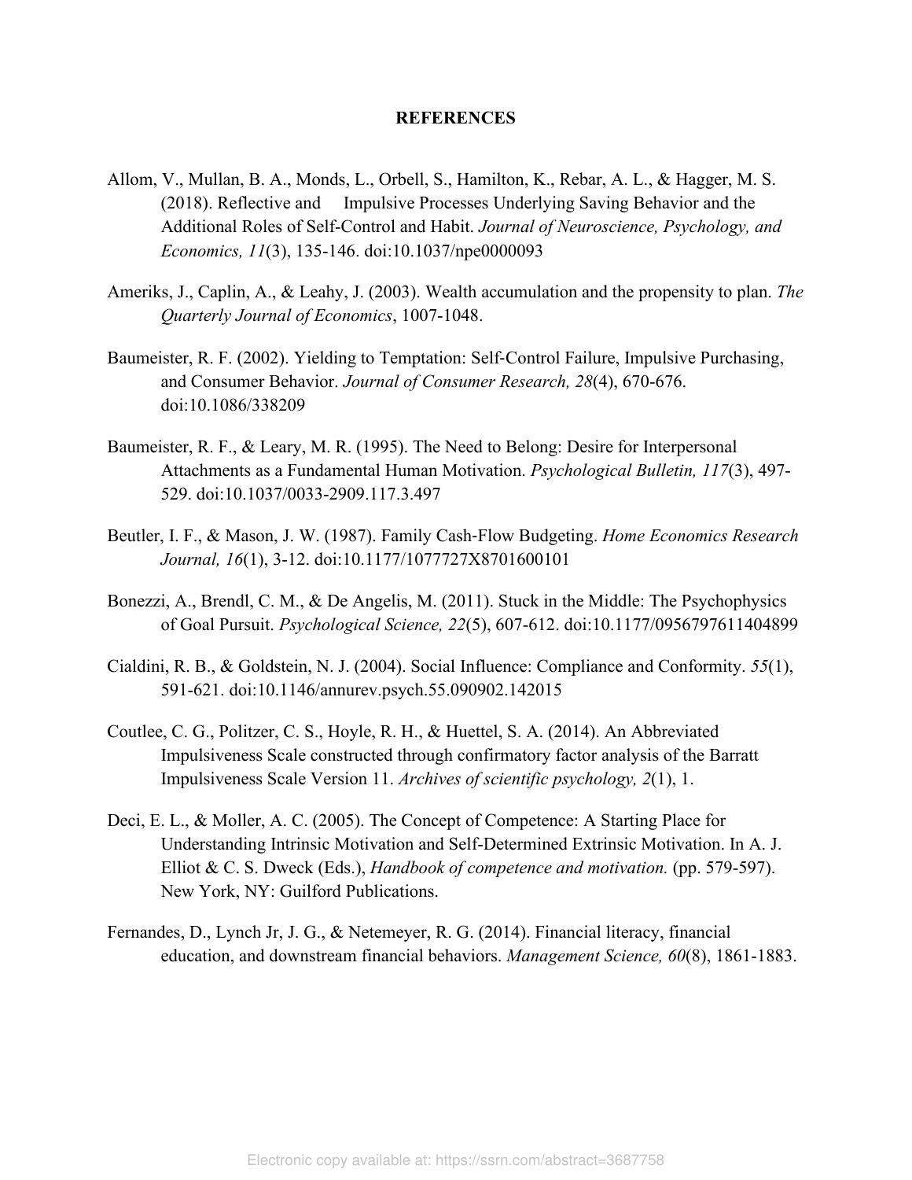**REFERENCES**

Allom, V., Mullan, B. A., Monds, L., Orbell, S., Hamilton, K., Rebar, A. L., & Hagger, M. S. (2018). Reflective and Impulsive Processes Underlying Saving Behavior and the Additional Roles of Self-Control and Habit. *Journal of Neuroscience, Psychology, and Economics, 11*(3), 135-146. doi:10.1037/npe0000093

Ameriks, J., Caplin, A., & Leahy, J. (2003). Wealth accumulation and the propensity to plan. *The Quarterly Journal of Economics*, 1007-1048.

Baumeister, R. F. (2002). Yielding to Temptation: Self‐Control Failure, Impulsive Purchasing, and Consumer Behavior. *Journal of Consumer Research, 28*(4), 670-676. doi:10.1086/338209

Baumeister, R. F., & Leary, M. R. (1995). The Need to Belong: Desire for Interpersonal Attachments as a Fundamental Human Motivation. *Psychological Bulletin, 117*(3), 497-529. doi:10.1037/0033-2909.117.3.497

Beutler, I. F., & Mason, J. W. (1987). Family Cash‐Flow Budgeting. *Home Economics Research Journal, 16*(1), 3-12. doi:10.1177/1077727X8701600101

Bonezzi, A., Brendl, C. M., & De Angelis, M. (2011). Stuck in the Middle: The Psychophysics of Goal Pursuit. *Psychological Science, 22*(5), 607-612. doi:10.1177/0956797611404899

Cialdini, R. B., & Goldstein, N. J. (2004). Social Influence: Compliance and Conformity. *55*(1), 591-621. doi:10.1146/annurev.psych.55.090902.142015

Coutlee, C. G., Politzer, C. S., Hoyle, R. H., & Huettel, S. A. (2014). An Abbreviated Impulsiveness Scale constructed through confirmatory factor analysis of the Barratt Impulsiveness Scale Version 11. *Archives of scientific psychology, 2*(1), 1.

Deci, E. L., & Moller, A. C. (2005). The Concept of Competence: A Starting Place for Understanding Intrinsic Motivation and Self-Determined Extrinsic Motivation. In A. J. Elliot & C. S. Dweck (Eds.), *Handbook of competence and motivation.* (pp. 579-597). New York, NY: Guilford Publications.

Fernandes, D., Lynch Jr, J. G., & Netemeyer, R. G. (2014). Financial literacy, financial education, and downstream financial behaviors. *Management Science, 60*(8), 1861-1883.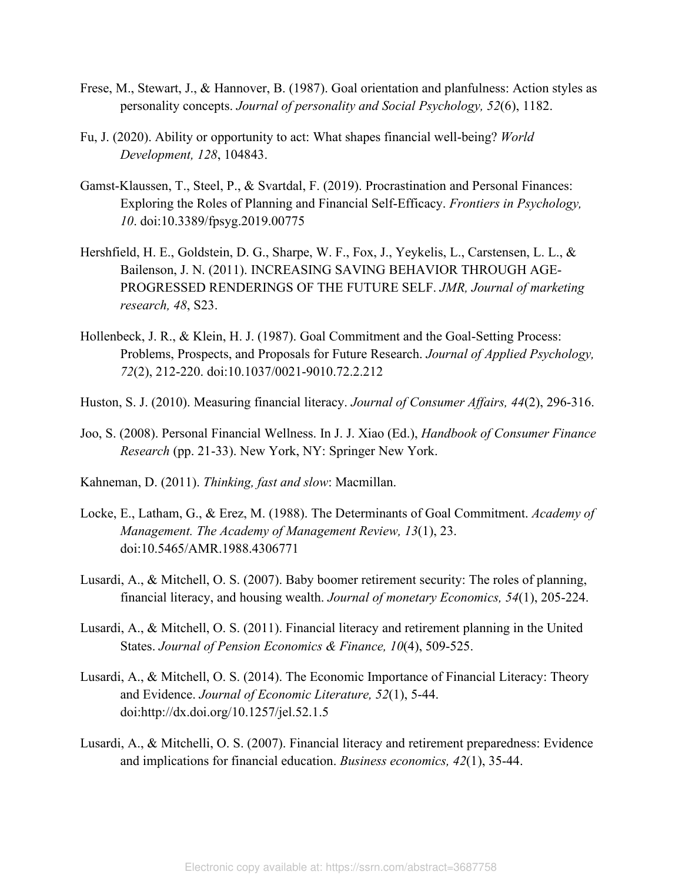Frese, M., Stewart, J., & Hannover, B. (1987). Goal orientation and planfulness: Action styles as personality concepts. *Journal of personality and Social Psychology, 52*(6), 1182.

Fu, J. (2020). Ability or opportunity to act: What shapes financial well-being? *World Development, 128*, 104843.

Gamst-Klaussen, T., Steel, P., & Svartdal, F. (2019). Procrastination and Personal Finances: Exploring the Roles of Planning and Financial Self-Efficacy. *Frontiers in Psychology, 10*. doi:10.3389/fpsyg.2019.00775

Hershfield, H. E., Goldstein, D. G., Sharpe, W. F., Fox, J., Yeykelis, L., Carstensen, L. L., & Bailenson, J. N. (2011). INCREASING SAVING BEHAVIOR THROUGH AGE-PROGRESSED RENDERINGS OF THE FUTURE SELF. *JMR, Journal of marketing research, 48*, S23.

Hollenbeck, J. R., & Klein, H. J. (1987). Goal Commitment and the Goal-Setting Process: Problems, Prospects, and Proposals for Future Research. *Journal of Applied Psychology, 72*(2), 212-220. doi:10.1037/0021-9010.72.2.212

Huston, S. J. (2010). Measuring financial literacy. *Journal of Consumer Affairs, 44*(2), 296-316.

Joo, S. (2008). Personal Financial Wellness. In J. J. Xiao (Ed.), *Handbook of Consumer Finance Research* (pp. 21-33). New York, NY: Springer New York.

Kahneman, D. (2011). *Thinking, fast and slow*: Macmillan.

Locke, E., Latham, G., & Erez, M. (1988). The Determinants of Goal Commitment. *Academy of Management. The Academy of Management Review, 13*(1), 23. doi:10.5465/AMR.1988.4306771

Lusardi, A., & Mitchell, O. S. (2007). Baby boomer retirement security: The roles of planning, financial literacy, and housing wealth. *Journal of monetary Economics, 54*(1), 205-224.

Lusardi, A., & Mitchell, O. S. (2011). Financial literacy and retirement planning in the United States. *Journal of Pension Economics & Finance, 10*(4), 509-525.

Lusardi, A., & Mitchell, O. S. (2014). The Economic Importance of Financial Literacy: Theory and Evidence. *Journal of Economic Literature, 52*(1), 5-44. doi:http://dx.doi.org/10.1257/jel.52.1.5

Lusardi, A., & Mitchelli, O. S. (2007). Financial literacy and retirement preparedness: Evidence and implications for financial education. *Business economics, 42*(1), 35-44.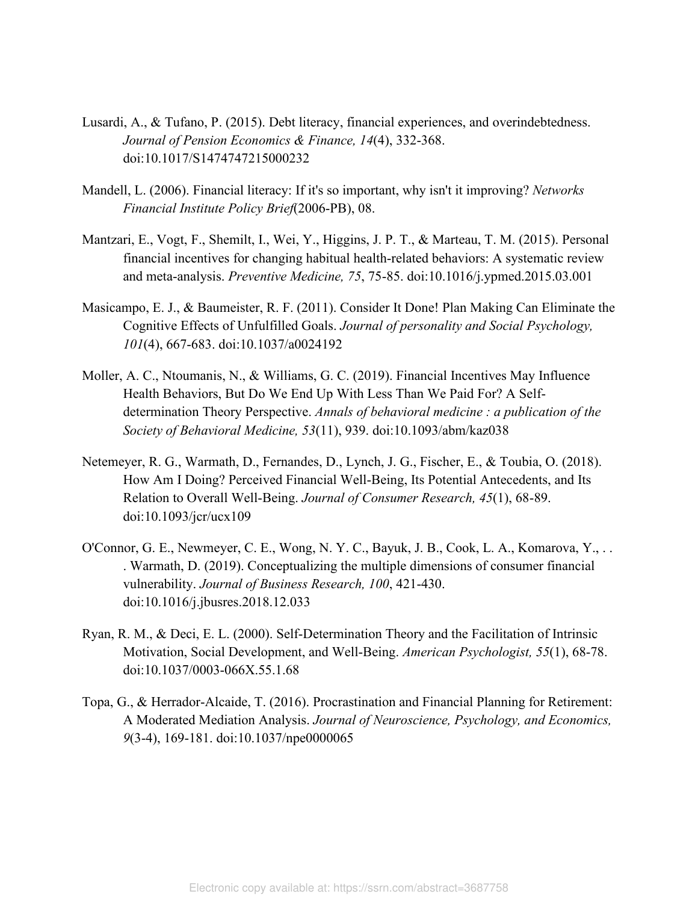Lusardi, A., & Tufano, P. (2015). Debt literacy, financial experiences, and overindebtedness. *Journal of Pension Economics & Finance, 14*(4), 332-368. doi:10.1017/S1474747215000232

Mandell, L. (2006). Financial literacy: If it's so important, why isn't it improving? *Networks Financial Institute Policy Brief*(2006-PB), 08.

Mantzari, E., Vogt, F., Shemilt, I., Wei, Y., Higgins, J. P. T., & Marteau, T. M. (2015). Personal financial incentives for changing habitual health-related behaviors: A systematic review and meta-analysis. *Preventive Medicine, 75*, 75-85. doi:10.1016/j.ypmed.2015.03.001

Masicampo, E. J., & Baumeister, R. F. (2011). Consider It Done! Plan Making Can Eliminate the Cognitive Effects of Unfulfilled Goals. *Journal of personality and Social Psychology, 101*(4), 667-683. doi:10.1037/a0024192

Moller, A. C., Ntoumanis, N., & Williams, G. C. (2019). Financial Incentives May Influence Health Behaviors, But Do We End Up With Less Than We Paid For? A Self-determination Theory Perspective. *Annals of behavioral medicine : a publication of the Society of Behavioral Medicine, 53*(11), 939. doi:10.1093/abm/kaz038

Netemeyer, R. G., Warmath, D., Fernandes, D., Lynch, J. G., Fischer, E., & Toubia, O. (2018). How Am I Doing? Perceived Financial Well-Being, Its Potential Antecedents, and Its Relation to Overall Well-Being. *Journal of Consumer Research, 45*(1), 68-89. doi:10.1093/jcr/ucx109

O'Connor, G. E., Newmeyer, C. E., Wong, N. Y. C., Bayuk, J. B., Cook, L. A., Komarova, Y., . . . Warmath, D. (2019). Conceptualizing the multiple dimensions of consumer financial vulnerability. *Journal of Business Research, 100*, 421-430. doi:10.1016/j.jbusres.2018.12.033

Ryan, R. M., & Deci, E. L. (2000). Self-Determination Theory and the Facilitation of Intrinsic Motivation, Social Development, and Well-Being. *American Psychologist, 55*(1), 68-78. doi:10.1037/0003-066X.55.1.68

Topa, G., & Herrador-Alcaide, T. (2016). Procrastination and Financial Planning for Retirement: A Moderated Mediation Analysis. *Journal of Neuroscience, Psychology, and Economics, 9*(3-4), 169-181. doi:10.1037/npe0000065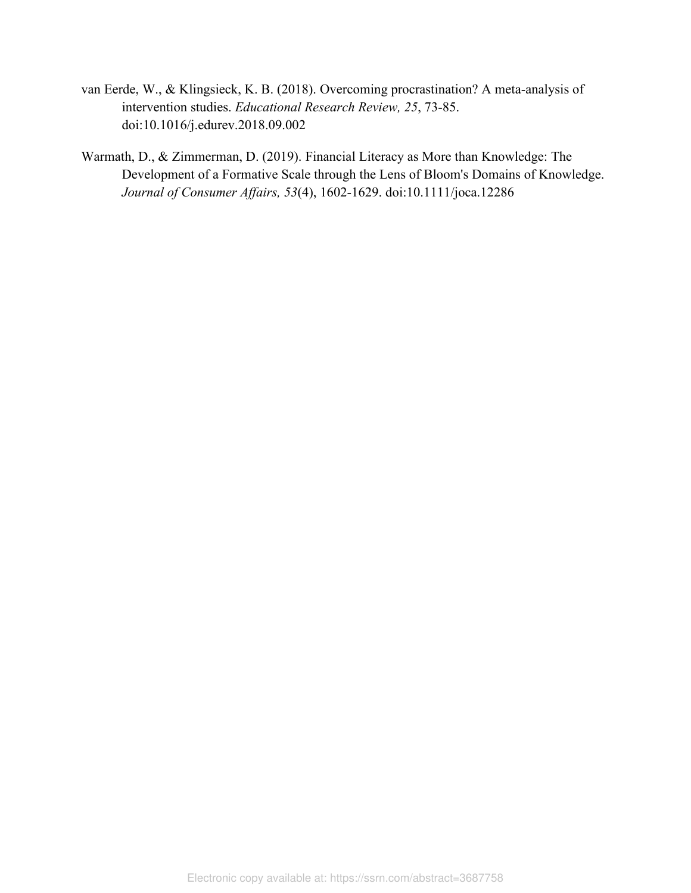van Eerde, W., & Klingsieck, K. B. (2018). Overcoming procrastination? A meta-analysis of intervention studies. *Educational Research Review, 25*, 73-85. doi:10.1016/j.edurev.2018.09.002

Warmath, D., & Zimmerman, D. (2019). Financial Literacy as More than Knowledge: The Development of a Formative Scale through the Lens of Bloom's Domains of Knowledge. *Journal of Consumer Affairs, 53*(4), 1602-1629. doi:10.1111/joca.12286